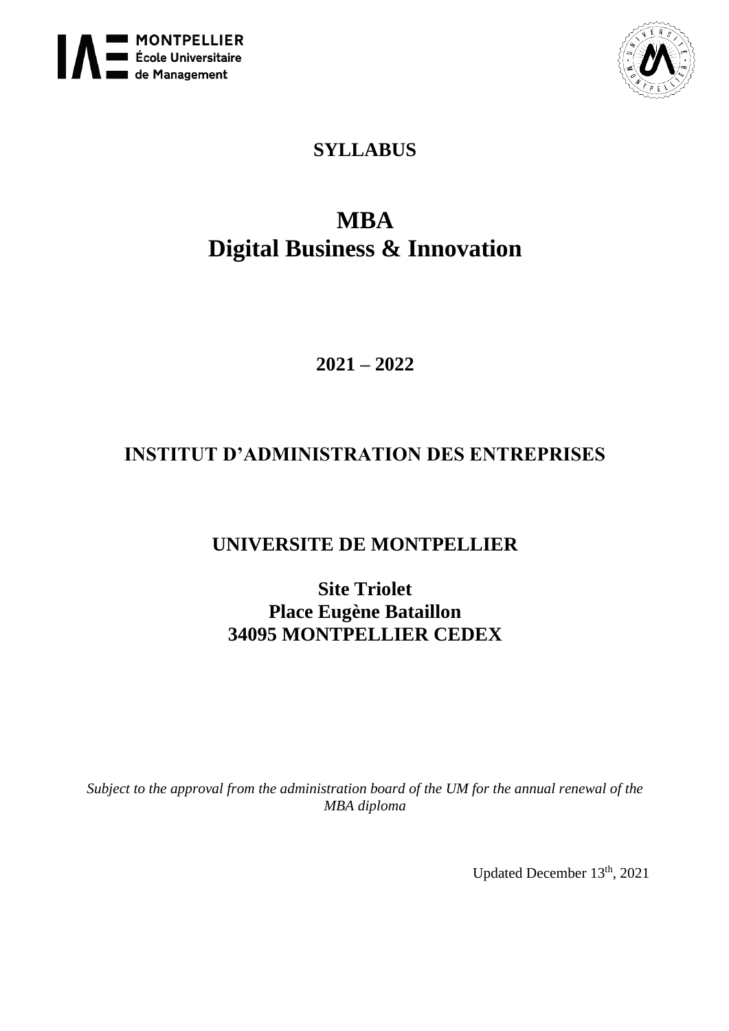MONTPELLIER
École Universitaire
de Management

# SYLLABUS

# MBA
# Digital Business & Innovation

## 2021 – 2022

## INSTITUT D'ADMINISTRATION DES ENTREPRISES

## UNIVERSITE DE MONTPELLIER

**Site Triolet**
**Place Eugène Bataillon**
**34095 MONTPELLIER CEDEX**

*Subject to the approval from the administration board of the UM for the annual renewal of the MBA diploma*

Updated December 13th, 2021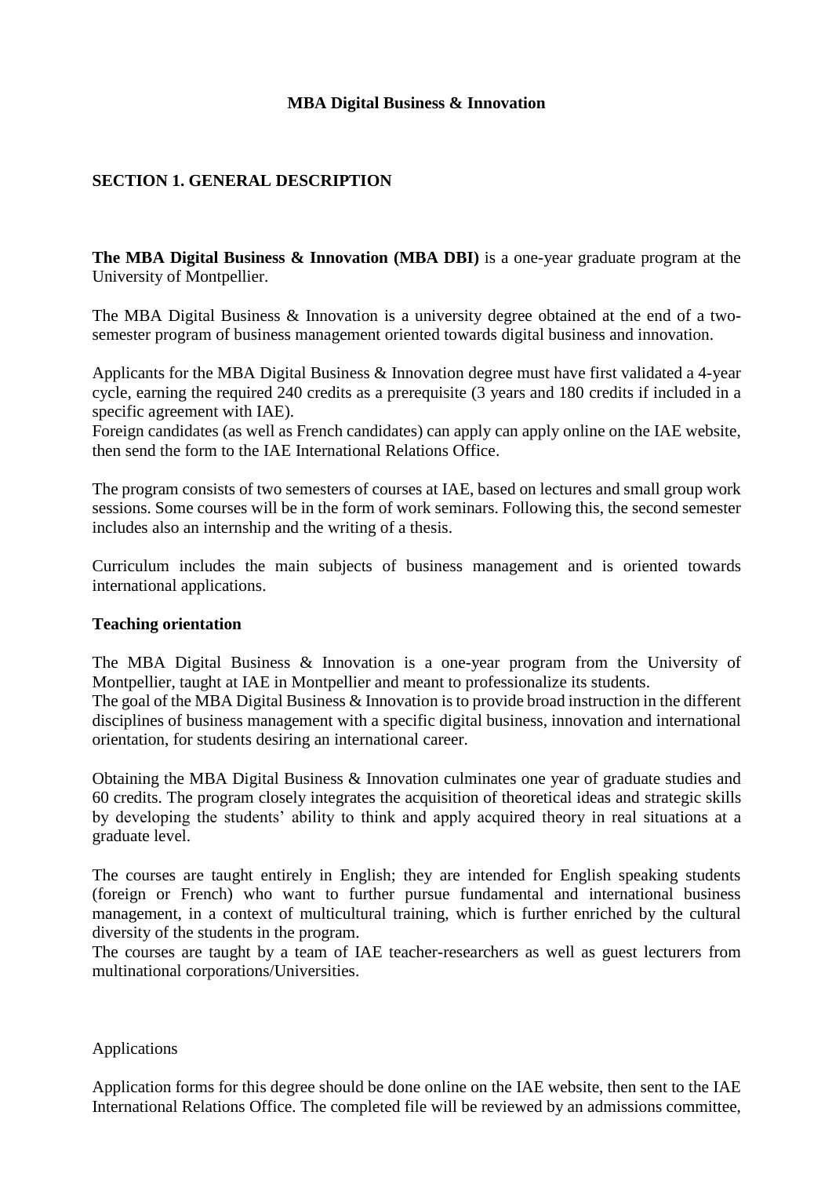**MBA Digital Business & Innovation**

## SECTION 1. GENERAL DESCRIPTION

**The MBA Digital Business & Innovation (MBA DBI)** is a one-year graduate program at the University of Montpellier.

The MBA Digital Business & Innovation is a university degree obtained at the end of a two-semester program of business management oriented towards digital business and innovation.

Applicants for the MBA Digital Business & Innovation degree must have first validated a 4-year cycle, earning the required 240 credits as a prerequisite (3 years and 180 credits if included in a specific agreement with IAE).
Foreign candidates (as well as French candidates) can apply can apply online on the IAE website, then send the form to the IAE International Relations Office.

The program consists of two semesters of courses at IAE, based on lectures and small group work sessions. Some courses will be in the form of work seminars. Following this, the second semester includes also an internship and the writing of a thesis.

Curriculum includes the main subjects of business management and is oriented towards international applications.

### Teaching orientation

The MBA Digital Business & Innovation is a one-year program from the University of Montpellier, taught at IAE in Montpellier and meant to professionalize its students.
The goal of the MBA Digital Business & Innovation is to provide broad instruction in the different disciplines of business management with a specific digital business, innovation and international orientation, for students desiring an international career.

Obtaining the MBA Digital Business & Innovation culminates one year of graduate studies and 60 credits. The program closely integrates the acquisition of theoretical ideas and strategic skills by developing the students' ability to think and apply acquired theory in real situations at a graduate level.

The courses are taught entirely in English; they are intended for English speaking students (foreign or French) who want to further pursue fundamental and international business management, in a context of multicultural training, which is further enriched by the cultural diversity of the students in the program.
The courses are taught by a team of IAE teacher-researchers as well as guest lecturers from multinational corporations/Universities.

Applications

Application forms for this degree should be done online on the IAE website, then sent to the IAE International Relations Office. The completed file will be reviewed by an admissions committee,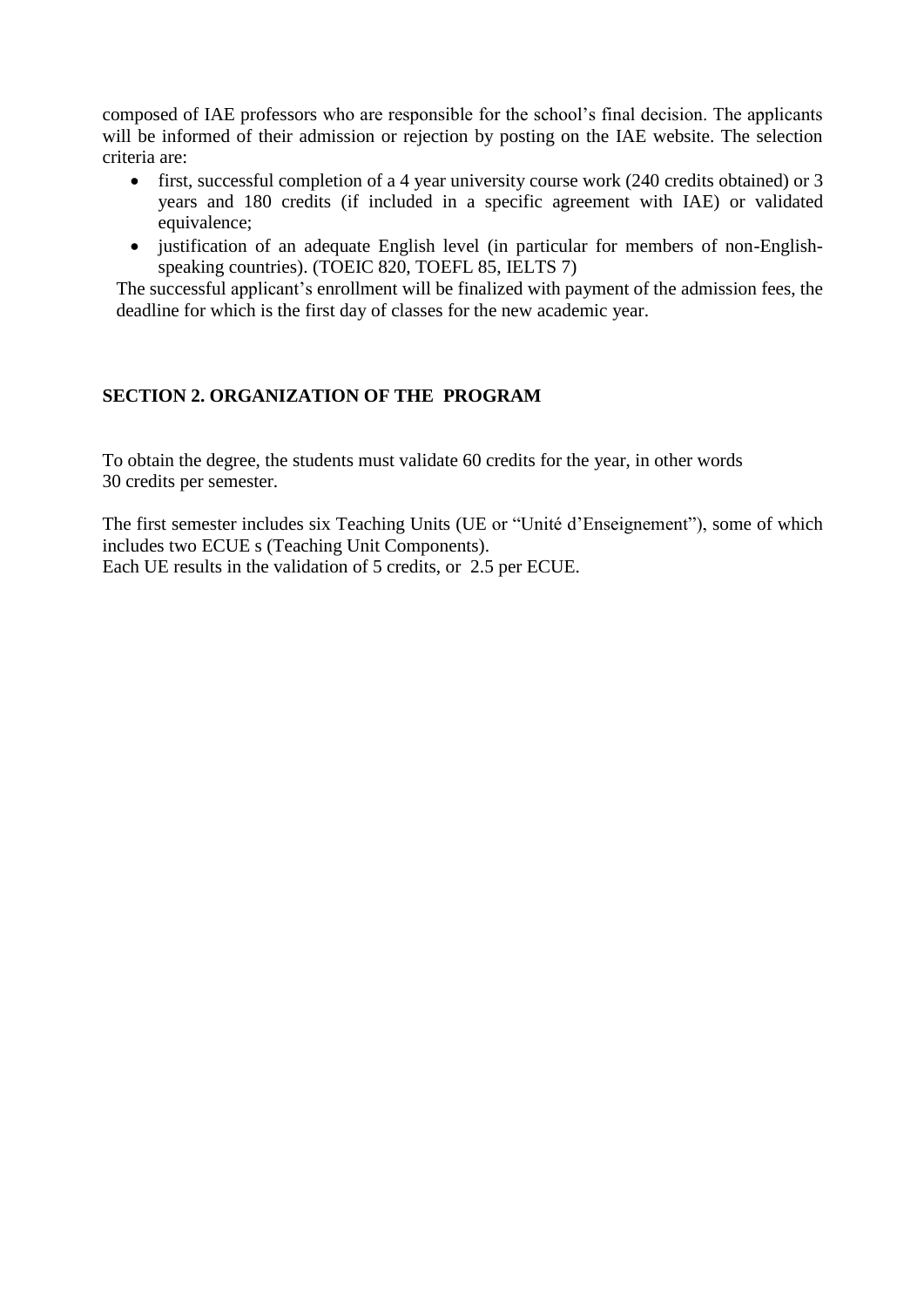composed of IAE professors who are responsible for the school's final decision. The applicants will be informed of their admission or rejection by posting on the IAE website. The selection criteria are:

- first, successful completion of a 4 year university course work (240 credits obtained) or 3 years and 180 credits (if included in a specific agreement with IAE) or validated equivalence;
- justification of an adequate English level (in particular for members of non-English-speaking countries). (TOEIC 820, TOEFL 85, IELTS 7)

The successful applicant's enrollment will be finalized with payment of the admission fees, the deadline for which is the first day of classes for the new academic year.

## SECTION 2. ORGANIZATION OF THE PROGRAM

To obtain the degree, the students must validate 60 credits for the year, in other words 30 credits per semester.

The first semester includes six Teaching Units (UE or "Unité d'Enseignement"), some of which includes two ECUE s (Teaching Unit Components).
Each UE results in the validation of 5 credits, or 2.5 per ECUE.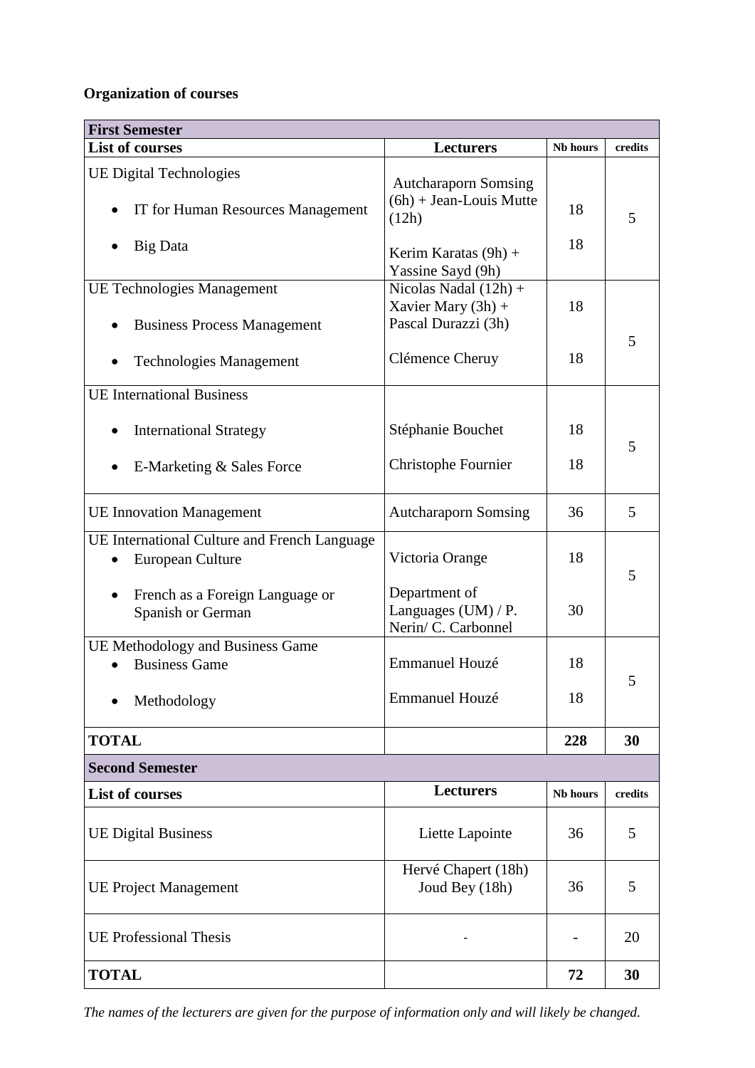**Organization of courses**

| First Semester | | | |
|---|---|---|---|
| **List of courses** | **Lecturers** | **Nb hours** | **credits** |
| UE Digital Technologies<br>• IT for Human Resources Management<br>• Big Data | Autcharaporn Somsing (6h) + Jean-Louis Mutte (12h)<br>Kerim Karatas (9h) + Yassine Sayd (9h) | 18<br>18 | 5 |
| UE Technologies Management<br>• Business Process Management<br>• Technologies Management | Nicolas Nadal (12h) + Xavier Mary (3h) + Pascal Durazzi (3h)<br>Clémence Cheruy | 18<br>18 | 5 |
| UE International Business<br>• International Strategy<br>• E-Marketing & Sales Force | Stéphanie Bouchet<br>Christophe Fournier | 18<br>18 | 5 |
| UE Innovation Management | Autcharaporn Somsing | 36 | 5 |
| UE International Culture and French Language<br>• European Culture<br>• French as a Foreign Language or Spanish or German | Victoria Orange<br>Department of Languages (UM) / P. Nerin/ C. Carbonnel | 18<br>30 | 5 |
| UE Methodology and Business Game<br>• Business Game<br>• Methodology | Emmanuel Houzé<br>Emmanuel Houzé | 18<br>18 | 5 |
| **TOTAL** | | **228** | **30** |
| **Second Semester** | | | |
| **List of courses** | **Lecturers** | **Nb hours** | **credits** |
| UE Digital Business | Liette Lapointe | 36 | 5 |
| UE Project Management | Hervé Chapert (18h)<br>Joud Bey (18h) | 36 | 5 |
| UE Professional Thesis | - | - | 20 |
| **TOTAL** | | **72** | **30** |

*The names of the lecturers are given for the purpose of information only and will likely be changed.*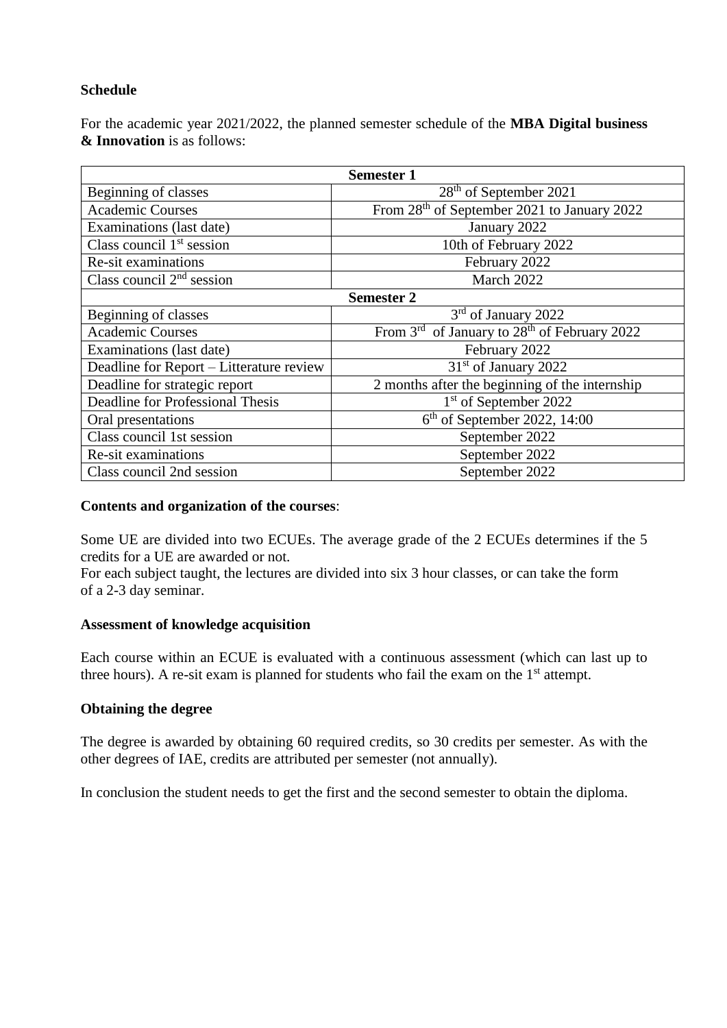**Schedule**

For the academic year 2021/2022, the planned semester schedule of the **MBA Digital business & Innovation** is as follows:

| Semester 1 | |
|---|---|
| Beginning of classes | 28th of September 2021 |
| Academic Courses | From 28th of September 2021 to January 2022 |
| Examinations (last date) | January 2022 |
| Class council 1st session | 10th of February 2022 |
| Re-sit examinations | February 2022 |
| Class council 2nd session | March 2022 |
| **Semester 2** | |
| Beginning of classes | 3rd of January 2022 |
| Academic Courses | From 3rd of January to 28th of February 2022 |
| Examinations (last date) | February 2022 |
| Deadline for Report – Litterature review | 31st of January 2022 |
| Deadline for strategic report | 2 months after the beginning of the internship |
| Deadline for Professional Thesis | 1st of September 2022 |
| Oral presentations | 6th of September 2022, 14:00 |
| Class council 1st session | September 2022 |
| Re-sit examinations | September 2022 |
| Class council 2nd session | September 2022 |

**Contents and organization of the courses**:

Some UE are divided into two ECUEs. The average grade of the 2 ECUEs determines if the 5 credits for a UE are awarded or not.
For each subject taught, the lectures are divided into six 3 hour classes, or can take the form of a 2-3 day seminar.

**Assessment of knowledge acquisition**

Each course within an ECUE is evaluated with a continuous assessment (which can last up to three hours). A re-sit exam is planned for students who fail the exam on the 1st attempt.

**Obtaining the degree**

The degree is awarded by obtaining 60 required credits, so 30 credits per semester. As with the other degrees of IAE, credits are attributed per semester (not annually).

In conclusion the student needs to get the first and the second semester to obtain the diploma.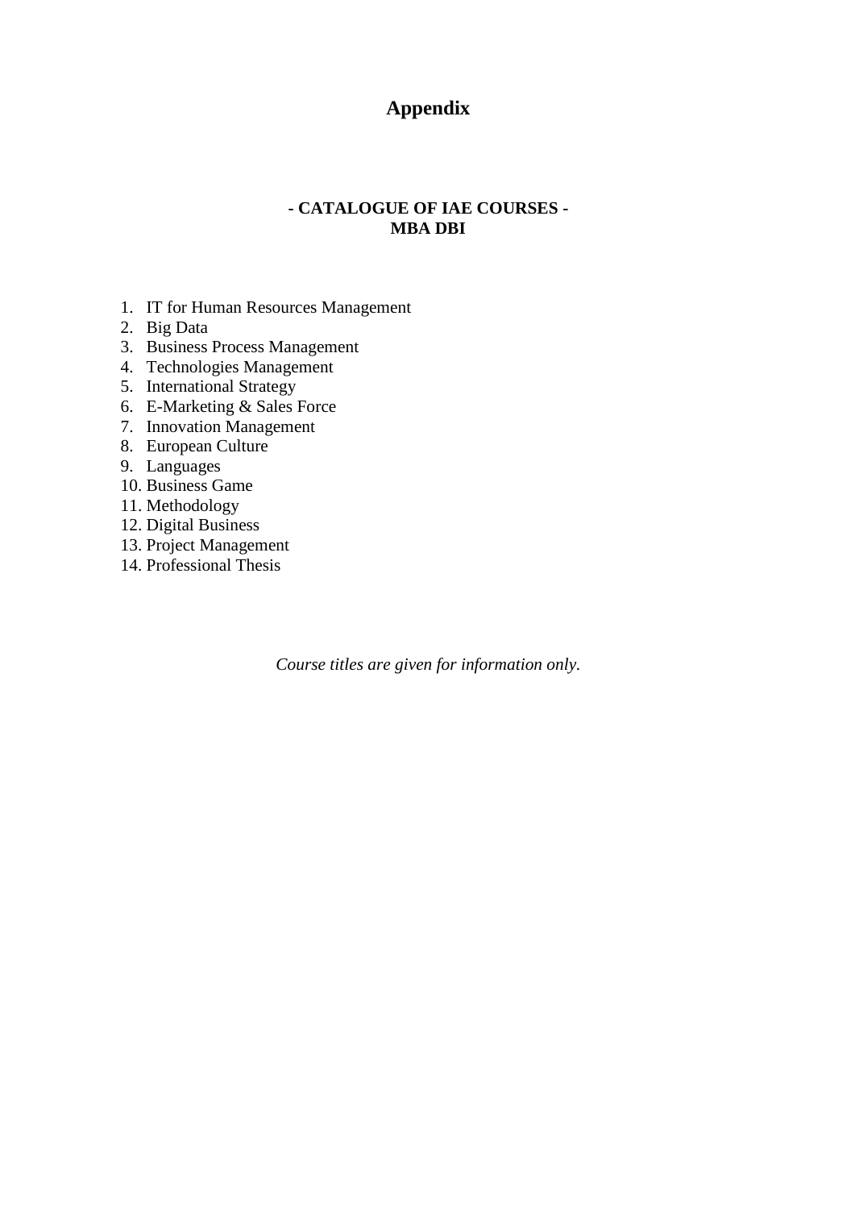# Appendix

**- CATALOGUE OF IAE COURSES -**
**MBA DBI**

1. IT for Human Resources Management
2. Big Data
3. Business Process Management
4. Technologies Management
5. International Strategy
6. E-Marketing & Sales Force
7. Innovation Management
8. European Culture
9. Languages
10. Business Game
11. Methodology
12. Digital Business
13. Project Management
14. Professional Thesis

*Course titles are given for information only.*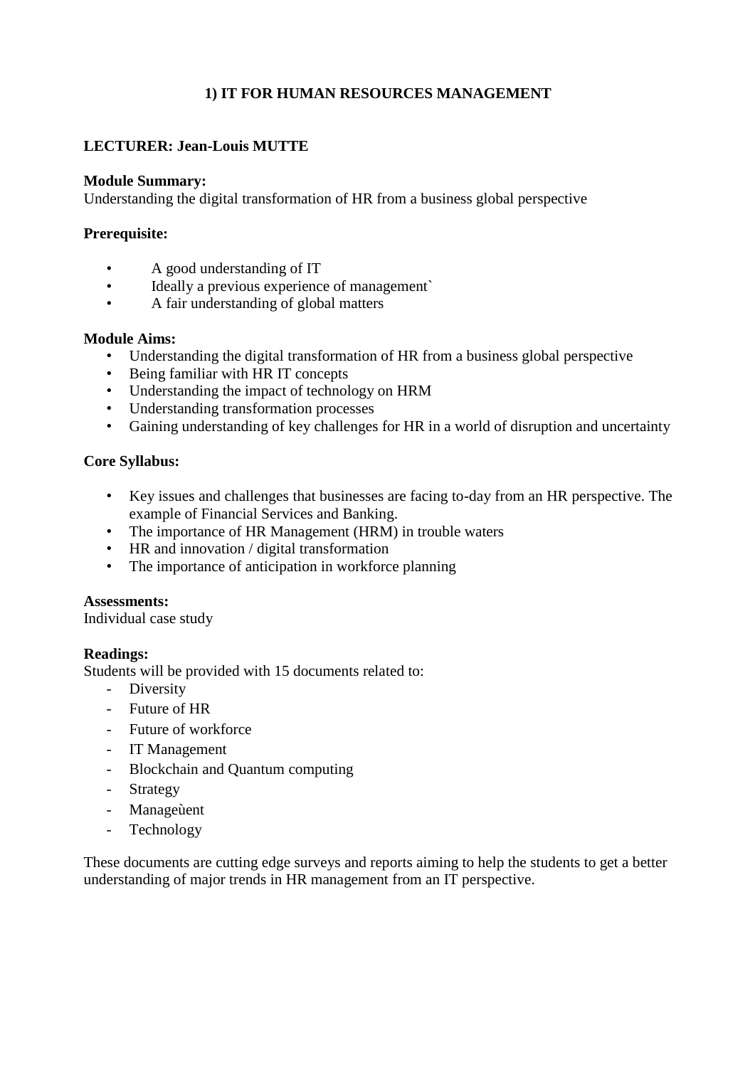## 1) IT FOR HUMAN RESOURCES MANAGEMENT

**LECTURER: Jean-Louis MUTTE**

**Module Summary:**
Understanding the digital transformation of HR from a business global perspective

**Prerequisite:**

- A good understanding of IT
- Ideally a previous experience of management`
- A fair understanding of global matters

**Module Aims:**

- Understanding the digital transformation of HR from a business global perspective
- Being familiar with HR IT concepts
- Understanding the impact of technology on HRM
- Understanding transformation processes
- Gaining understanding of key challenges for HR in a world of disruption and uncertainty

**Core Syllabus:**

- Key issues and challenges that businesses are facing to-day from an HR perspective. The example of Financial Services and Banking.
- The importance of HR Management (HRM) in trouble waters
- HR and innovation / digital transformation
- The importance of anticipation in workforce planning

**Assessments:**
Individual case study

**Readings:**
Students will be provided with 15 documents related to:

- Diversity
- Future of HR
- Future of workforce
- IT Management
- Blockchain and Quantum computing
- Strategy
- Manageùent
- Technology

These documents are cutting edge surveys and reports aiming to help the students to get a better understanding of major trends in HR management from an IT perspective.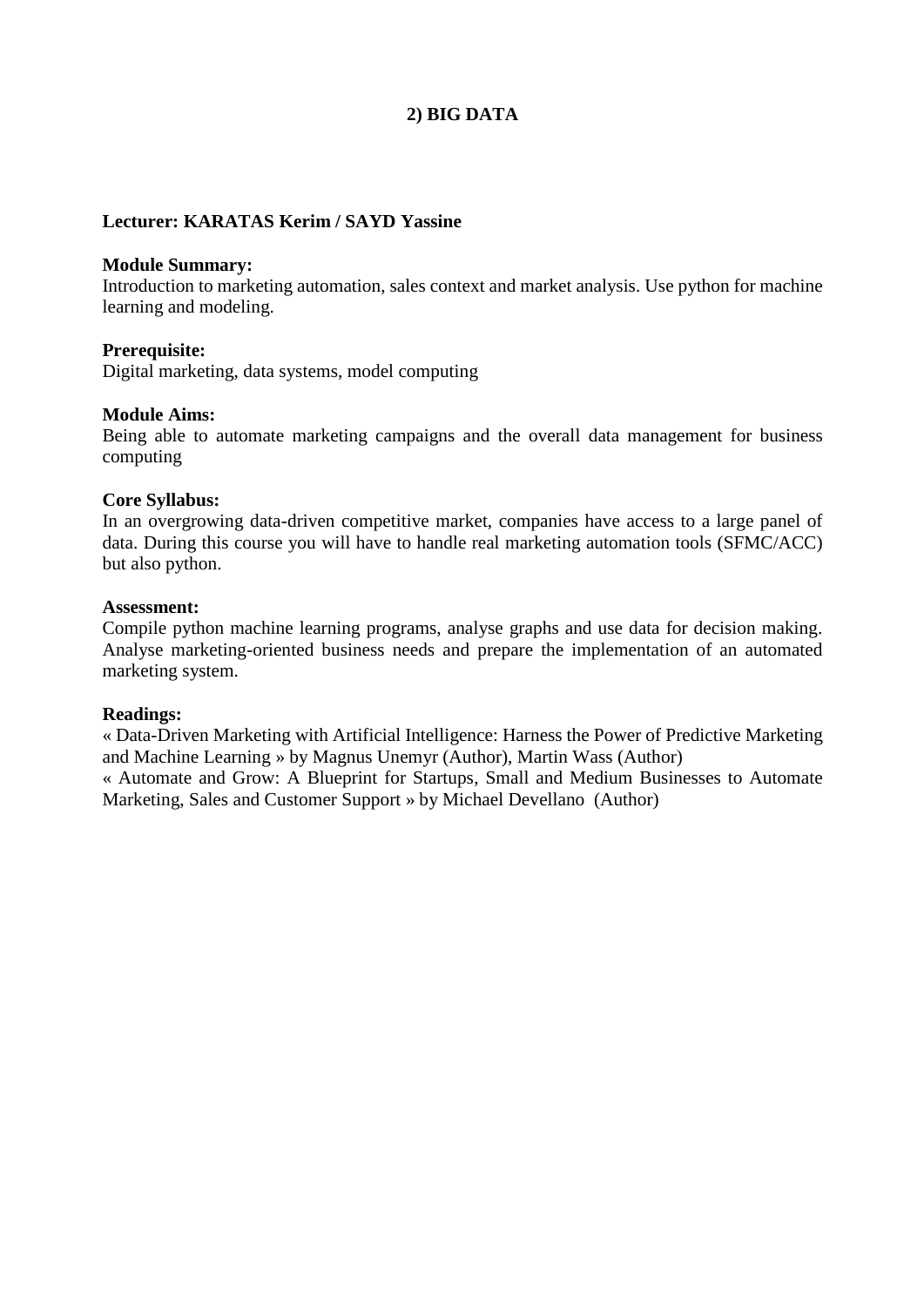## 2) BIG DATA

**Lecturer: KARATAS Kerim / SAYD Yassine**

**Module Summary:**
Introduction to marketing automation, sales context and market analysis. Use python for machine learning and modeling.

**Prerequisite:**
Digital marketing, data systems, model computing

**Module Aims:**
Being able to automate marketing campaigns and the overall data management for business computing

**Core Syllabus:**
In an overgrowing data-driven competitive market, companies have access to a large panel of data. During this course you will have to handle real marketing automation tools (SFMC/ACC) but also python.

**Assessment:**
Compile python machine learning programs, analyse graphs and use data for decision making. Analyse marketing-oriented business needs and prepare the implementation of an automated marketing system.

**Readings:**
« Data-Driven Marketing with Artificial Intelligence: Harness the Power of Predictive Marketing and Machine Learning » by Magnus Unemyr (Author), Martin Wass (Author)
« Automate and Grow: A Blueprint for Startups, Small and Medium Businesses to Automate Marketing, Sales and Customer Support » by Michael Devellano (Author)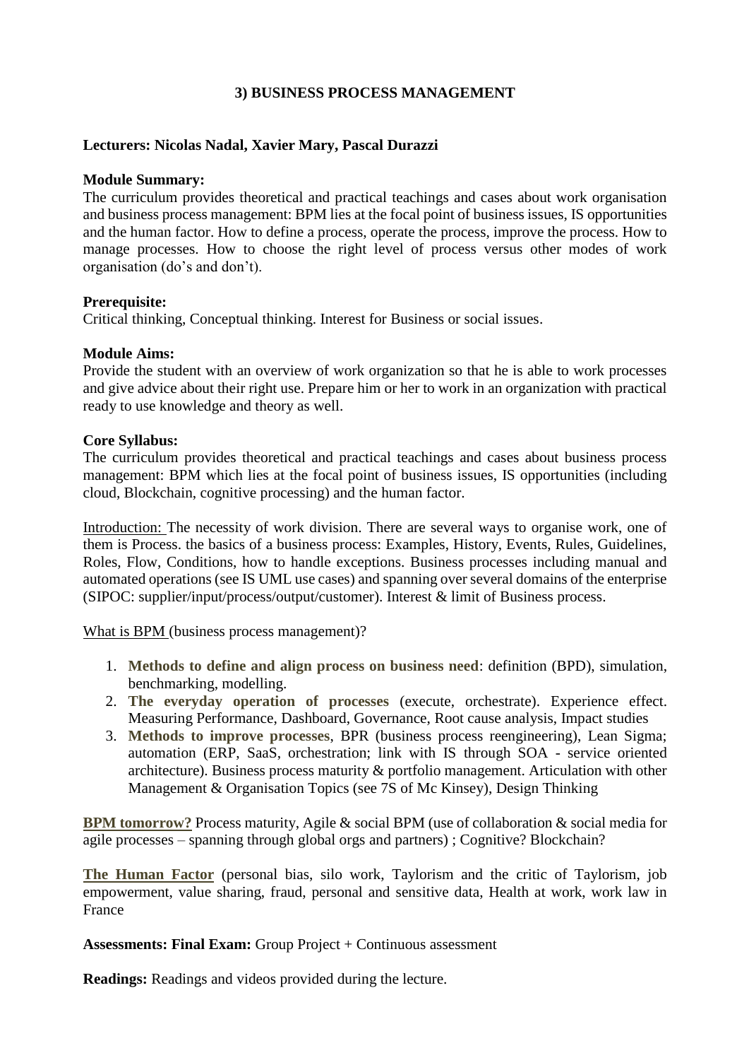## 3) BUSINESS PROCESS MANAGEMENT

**Lecturers: Nicolas Nadal, Xavier Mary, Pascal Durazzi**

**Module Summary:**
The curriculum provides theoretical and practical teachings and cases about work organisation and business process management: BPM lies at the focal point of business issues, IS opportunities and the human factor. How to define a process, operate the process, improve the process. How to manage processes. How to choose the right level of process versus other modes of work organisation (do's and don't).

**Prerequisite:**
Critical thinking, Conceptual thinking. Interest for Business or social issues.

**Module Aims:**
Provide the student with an overview of work organization so that he is able to work processes and give advice about their right use. Prepare him or her to work in an organization with practical ready to use knowledge and theory as well.

**Core Syllabus:**
The curriculum provides theoretical and practical teachings and cases about business process management: BPM which lies at the focal point of business issues, IS opportunities (including cloud, Blockchain, cognitive processing) and the human factor.

Introduction: The necessity of work division. There are several ways to organise work, one of them is Process. the basics of a business process: Examples, History, Events, Rules, Guidelines, Roles, Flow, Conditions, how to handle exceptions. Business processes including manual and automated operations (see IS UML use cases) and spanning over several domains of the enterprise (SIPOC: supplier/input/process/output/customer). Interest & limit of Business process.

What is BPM (business process management)?

1. **Methods to define and align process on business need**: definition (BPD), simulation, benchmarking, modelling.
2. **The everyday operation of processes** (execute, orchestrate). Experience effect. Measuring Performance, Dashboard, Governance, Root cause analysis, Impact studies
3. **Methods to improve processes**, BPR (business process reengineering), Lean Sigma; automation (ERP, SaaS, orchestration; link with IS through SOA - service oriented architecture). Business process maturity & portfolio management. Articulation with other Management & Organisation Topics (see 7S of Mc Kinsey), Design Thinking

**BPM tomorrow?** Process maturity, Agile & social BPM (use of collaboration & social media for agile processes – spanning through global orgs and partners) ; Cognitive? Blockchain?

**The Human Factor** (personal bias, silo work, Taylorism and the critic of Taylorism, job empowerment, value sharing, fraud, personal and sensitive data, Health at work, work law in France

**Assessments: Final Exam:** Group Project + Continuous assessment

**Readings:** Readings and videos provided during the lecture.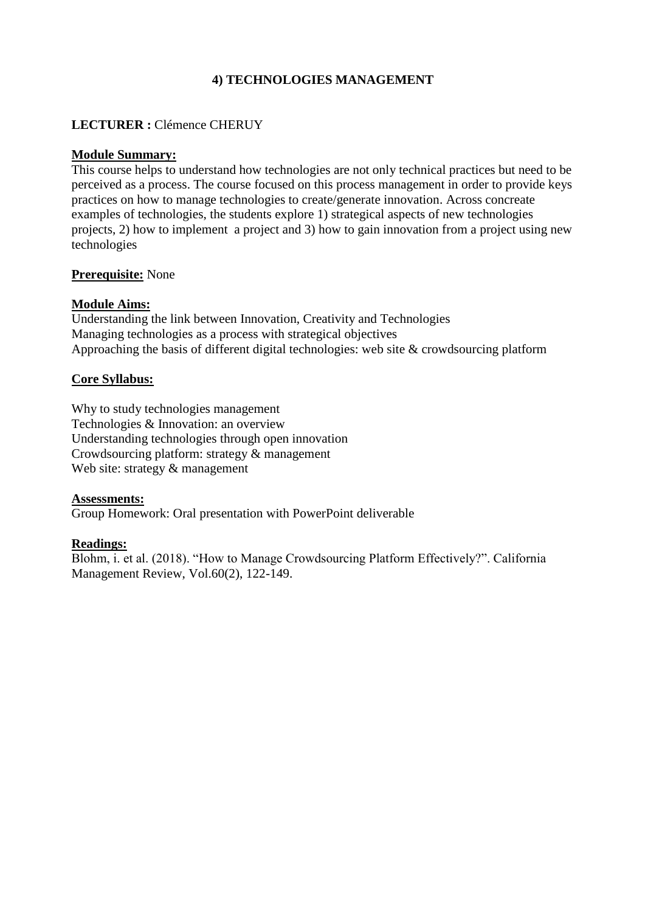# 4) TECHNOLOGIES MANAGEMENT

**LECTURER :** Clémence CHERUY

**Module Summary:**
This course helps to understand how technologies are not only technical practices but need to be perceived as a process. The course focused on this process management in order to provide keys practices on how to manage technologies to create/generate innovation. Across concreate examples of technologies, the students explore 1) strategical aspects of new technologies projects, 2) how to implement  a project and 3) how to gain innovation from a project using new technologies

**Prerequisite:** None

**Module Aims:**
Understanding the link between Innovation, Creativity and Technologies
Managing technologies as a process with strategical objectives
Approaching the basis of different digital technologies: web site & crowdsourcing platform

**Core Syllabus:**

Why to study technologies management
Technologies & Innovation: an overview
Understanding technologies through open innovation
Crowdsourcing platform: strategy & management
Web site: strategy & management

**Assessments:**
Group Homework: Oral presentation with PowerPoint deliverable

**Readings:**
Blohm, i. et al. (2018). "How to Manage Crowdsourcing Platform Effectively?". California Management Review, Vol.60(2), 122-149.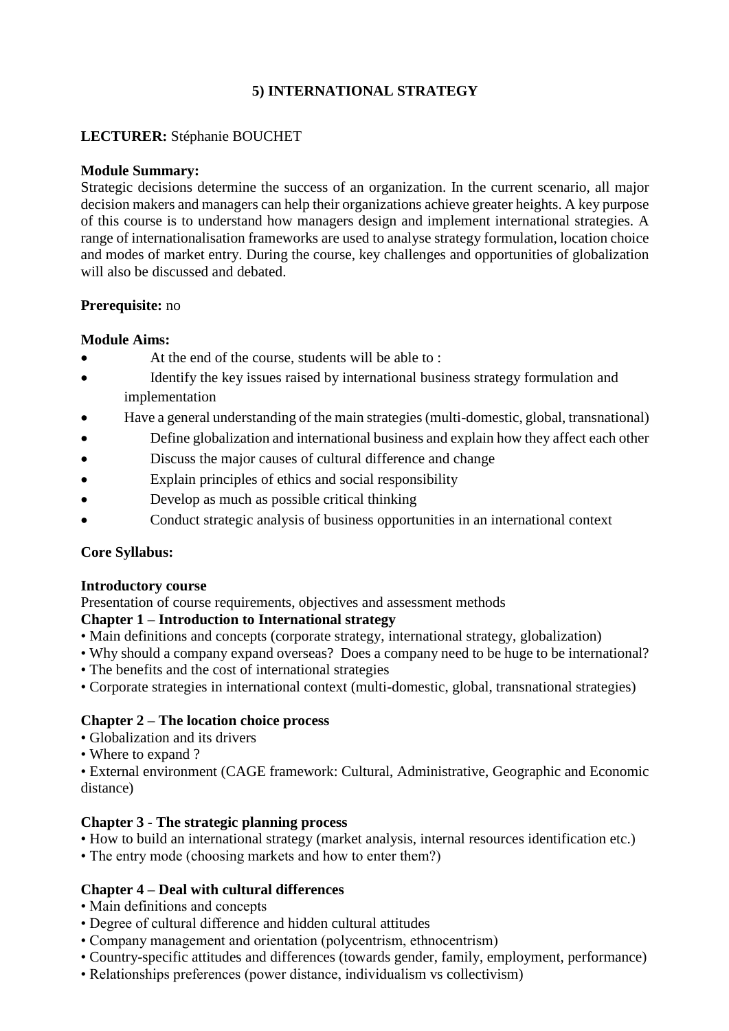# 5) INTERNATIONAL STRATEGY

**LECTURER:** Stéphanie BOUCHET

**Module Summary:**
Strategic decisions determine the success of an organization. In the current scenario, all major decision makers and managers can help their organizations achieve greater heights. A key purpose of this course is to understand how managers design and implement international strategies. A range of internationalisation frameworks are used to analyse strategy formulation, location choice and modes of market entry. During the course, key challenges and opportunities of globalization will also be discussed and debated.

**Prerequisite:** no

**Module Aims:**

- At the end of the course, students will be able to :
- Identify the key issues raised by international business strategy formulation and implementation
- Have a general understanding of the main strategies (multi-domestic, global, transnational)
- Define globalization and international business and explain how they affect each other
- Discuss the major causes of cultural difference and change
- Explain principles of ethics and social responsibility
- Develop as much as possible critical thinking
- Conduct strategic analysis of business opportunities in an international context

**Core Syllabus:**

**Introductory course**
Presentation of course requirements, objectives and assessment methods

**Chapter 1 – Introduction to International strategy**

- Main definitions and concepts (corporate strategy, international strategy, globalization)
- Why should a company expand overseas? Does a company need to be huge to be international?
- The benefits and the cost of international strategies
- Corporate strategies in international context (multi-domestic, global, transnational strategies)

**Chapter 2 – The location choice process**

- Globalization and its drivers
- Where to expand ?
- External environment (CAGE framework: Cultural, Administrative, Geographic and Economic distance)

**Chapter 3 - The strategic planning process**

- How to build an international strategy (market analysis, internal resources identification etc.)
- The entry mode (choosing markets and how to enter them?)

**Chapter 4 – Deal with cultural differences**

- Main definitions and concepts
- Degree of cultural difference and hidden cultural attitudes
- Company management and orientation (polycentrism, ethnocentrism)
- Country-specific attitudes and differences (towards gender, family, employment, performance)
- Relationships preferences (power distance, individualism vs collectivism)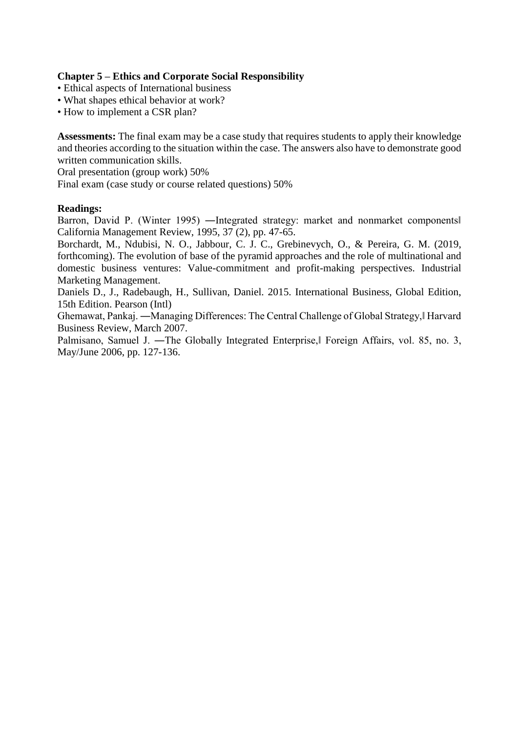**Chapter 5 – Ethics and Corporate Social Responsibility**

- Ethical aspects of International business
- What shapes ethical behavior at work?
- How to implement a CSR plan?

**Assessments:** The final exam may be a case study that requires students to apply their knowledge and theories according to the situation within the case. The answers also have to demonstrate good written communication skills.

Oral presentation (group work) 50%

Final exam (case study or course related questions) 50%

**Readings:**

Barron, David P. (Winter 1995) ―Integrated strategy: market and nonmarket components‖ California Management Review, 1995, 37 (2), pp. 47-65.

Borchardt, M., Ndubisi, N. O., Jabbour, C. J. C., Grebinevych, O., & Pereira, G. M. (2019, forthcoming). The evolution of base of the pyramid approaches and the role of multinational and domestic business ventures: Value-commitment and profit-making perspectives. Industrial Marketing Management.

Daniels D., J., Radebaugh, H., Sullivan, Daniel. 2015. International Business, Global Edition, 15th Edition. Pearson (Intl)

Ghemawat, Pankaj. ―Managing Differences: The Central Challenge of Global Strategy,‖ Harvard Business Review, March 2007.

Palmisano, Samuel J. ―The Globally Integrated Enterprise,‖ Foreign Affairs, vol. 85, no. 3, May/June 2006, pp. 127-136.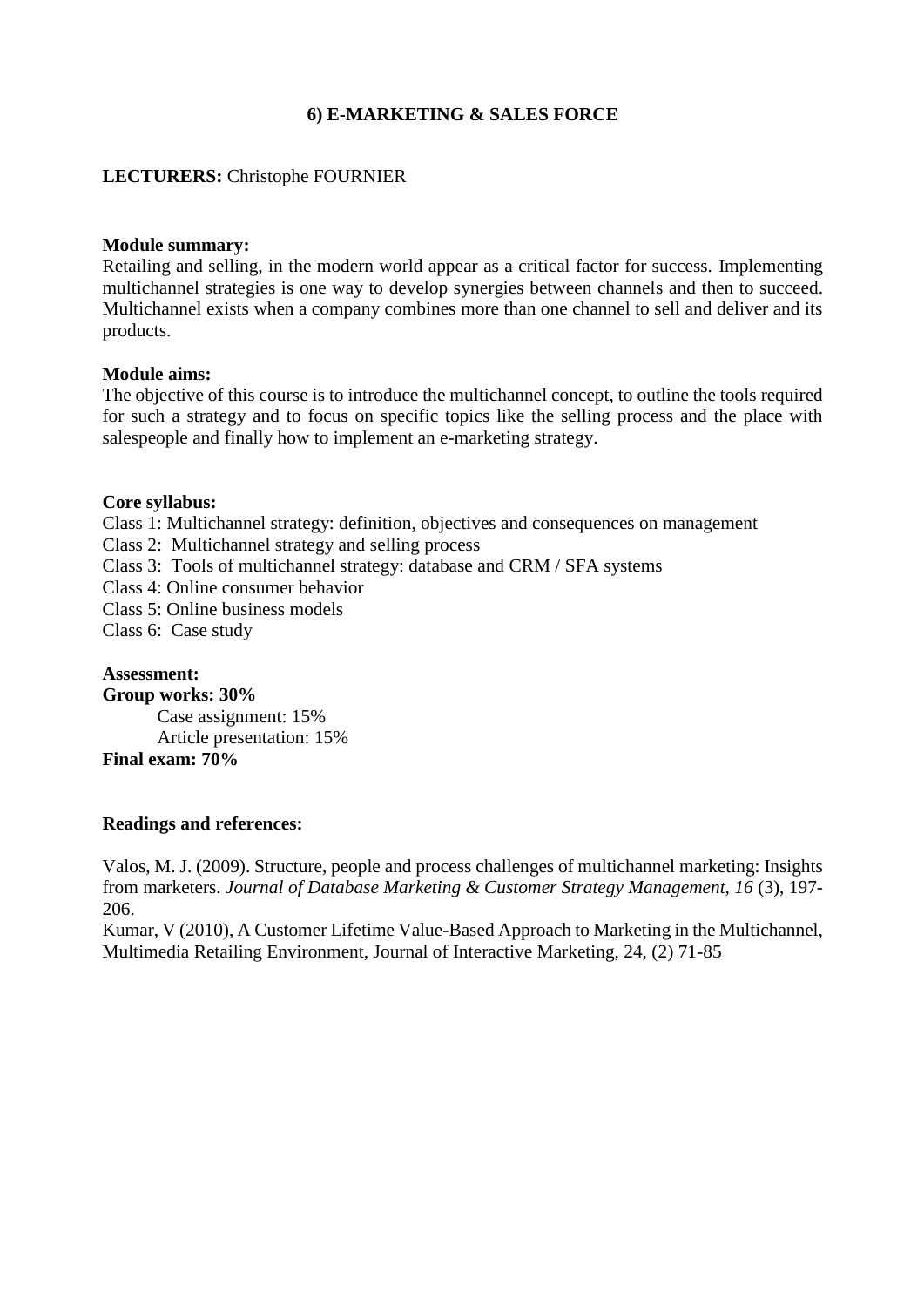## 6) E-MARKETING & SALES FORCE

**LECTURERS:** Christophe FOURNIER

**Module summary:**
Retailing and selling, in the modern world appear as a critical factor for success. Implementing multichannel strategies is one way to develop synergies between channels and then to succeed. Multichannel exists when a company combines more than one channel to sell and deliver and its products.

**Module aims:**
The objective of this course is to introduce the multichannel concept, to outline the tools required for such a strategy and to focus on specific topics like the selling process and the place with salespeople and finally how to implement an e-marketing strategy.

**Core syllabus:**
Class 1: Multichannel strategy: definition, objectives and consequences on management
Class 2: Multichannel strategy and selling process
Class 3: Tools of multichannel strategy: database and CRM / SFA systems
Class 4: Online consumer behavior
Class 5: Online business models
Class 6: Case study

**Assessment:**
**Group works: 30%**
 Case assignment: 15%
 Article presentation: 15%
**Final exam: 70%**

**Readings and references:**

Valos, M. J. (2009). Structure, people and process challenges of multichannel marketing: Insights from marketers. *Journal of Database Marketing & Customer Strategy Management, 16* (3), 197-206.
Kumar, V (2010), A Customer Lifetime Value-Based Approach to Marketing in the Multichannel, Multimedia Retailing Environment, Journal of Interactive Marketing, 24, (2) 71-85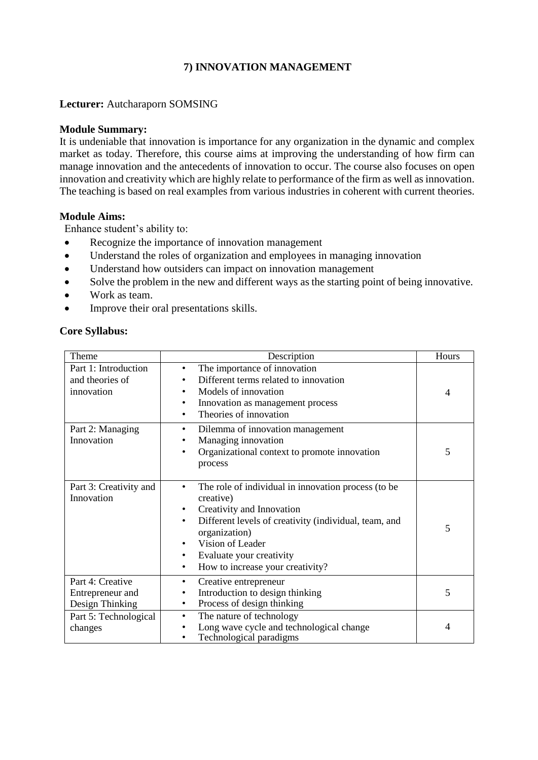## 7) INNOVATION MANAGEMENT

**Lecturer:** Autcharaporn SOMSING

**Module Summary:**
It is undeniable that innovation is importance for any organization in the dynamic and complex market as today. Therefore, this course aims at improving the understanding of how firm can manage innovation and the antecedents of innovation to occur. The course also focuses on open innovation and creativity which are highly relate to performance of the firm as well as innovation. The teaching is based on real examples from various industries in coherent with current theories.

**Module Aims:**
Enhance student's ability to:

- Recognize the importance of innovation management
- Understand the roles of organization and employees in managing innovation
- Understand how outsiders can impact on innovation management
- Solve the problem in the new and different ways as the starting point of being innovative.
- Work as team.
- Improve their oral presentations skills.

**Core Syllabus:**

| Theme | Description | Hours |
|---|---|---|
| Part 1: Introduction and theories of innovation | • The importance of innovation<br>• Different terms related to innovation<br>• Models of innovation<br>• Innovation as management process<br>• Theories of innovation | 4 |
| Part 2: Managing Innovation | • Dilemma of innovation management<br>• Managing innovation<br>• Organizational context to promote innovation process | 5 |
| Part 3: Creativity and Innovation | • The role of individual in innovation process (to be creative)<br>• Creativity and Innovation<br>• Different levels of creativity (individual, team, and organization)<br>• Vision of Leader<br>• Evaluate your creativity<br>• How to increase your creativity? | 5 |
| Part 4: Creative Entrepreneur and Design Thinking | • Creative entrepreneur<br>• Introduction to design thinking<br>• Process of design thinking | 5 |
| Part 5: Technological changes | • The nature of technology<br>• Long wave cycle and technological change<br>• Technological paradigms | 4 |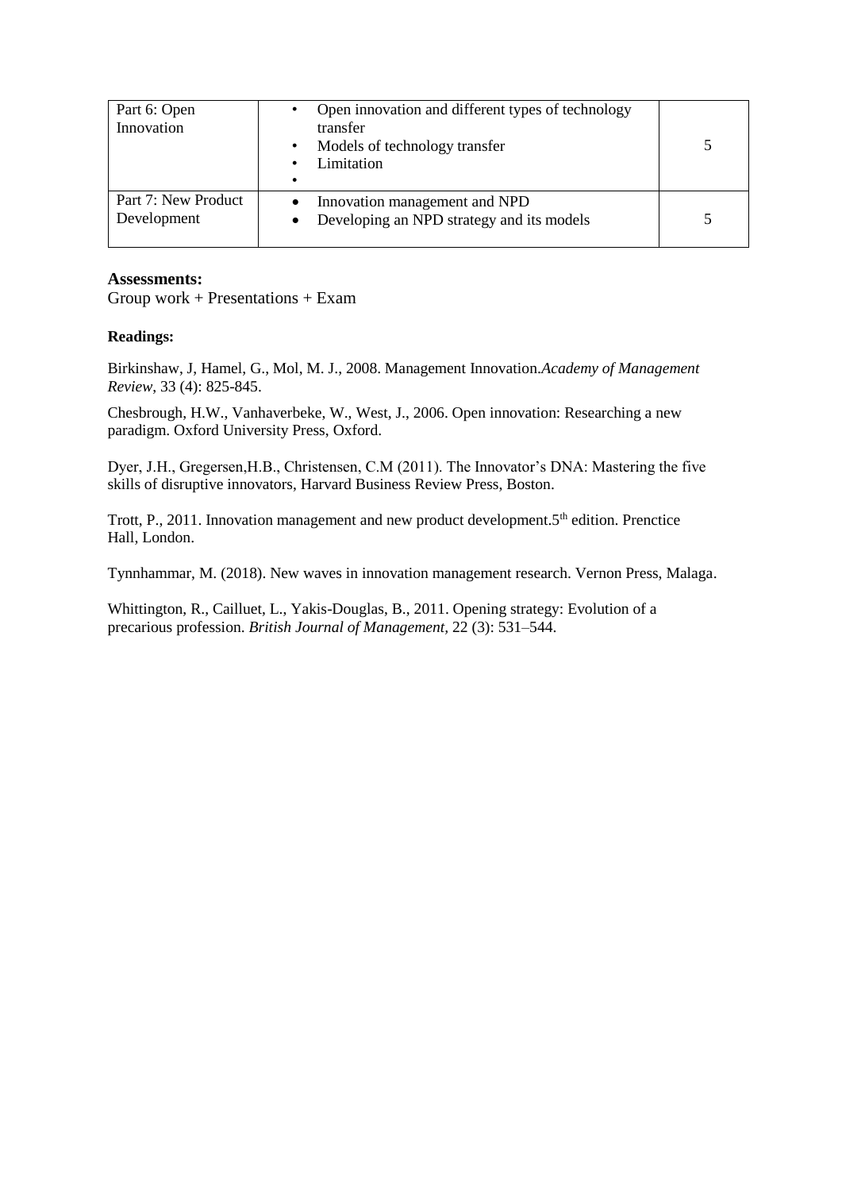| Part 6: Open Innovation | • Open innovation and different types of technology transfer<br>• Models of technology transfer<br>• Limitation<br>• | 5 |
|---|---|---|
| Part 7: New Product Development | • Innovation management and NPD<br>• Developing an NPD strategy and its models | 5 |

**Assessments:**
Group work + Presentations + Exam

**Readings:**

Birkinshaw, J, Hamel, G., Mol, M. J., 2008. Management Innovation.*Academy of Management Review*, 33 (4): 825-845.

Chesbrough, H.W., Vanhaverbeke, W., West, J., 2006. Open innovation: Researching a new paradigm. Oxford University Press, Oxford.

Dyer, J.H., Gregersen,H.B., Christensen, C.M (2011). The Innovator's DNA: Mastering the five skills of disruptive innovators, Harvard Business Review Press, Boston.

Trott, P., 2011. Innovation management and new product development.5th edition. Prenctice Hall, London.

Tynnhammar, M. (2018). New waves in innovation management research. Vernon Press, Malaga.

Whittington, R., Cailluet, L., Yakis-Douglas, B., 2011. Opening strategy: Evolution of a precarious profession. *British Journal of Management*, 22 (3): 531–544.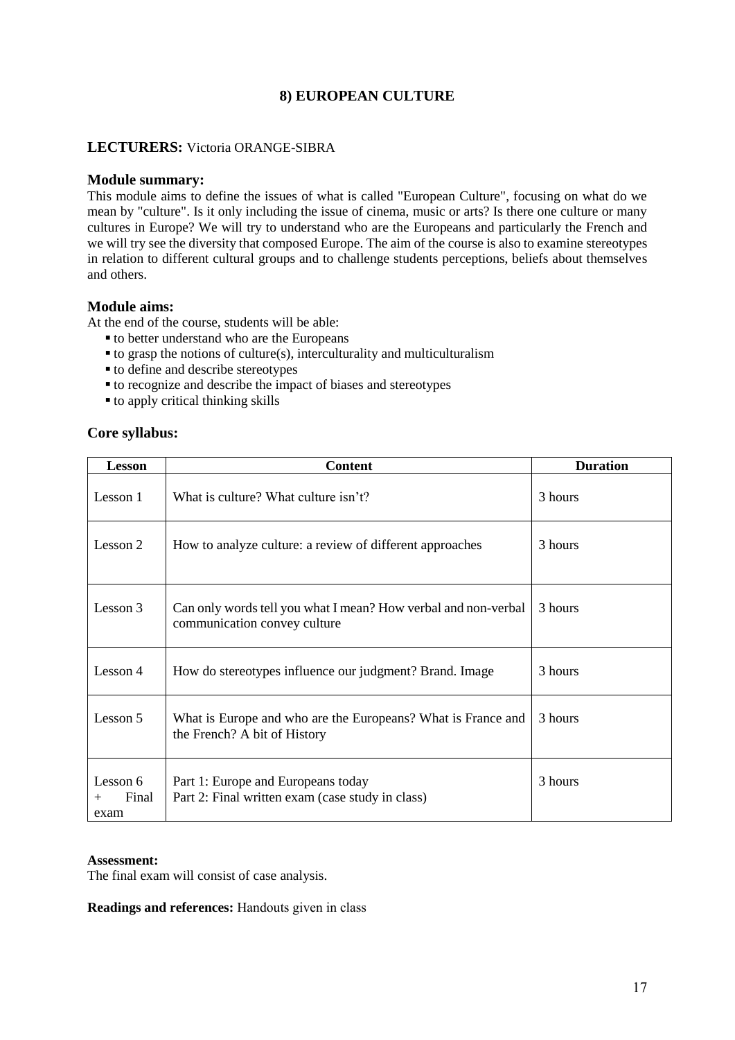## 8) EUROPEAN CULTURE

**LECTURERS:** Victoria ORANGE-SIBRA

### Module summary:

This module aims to define the issues of what is called "European Culture", focusing on what do we mean by "culture". Is it only including the issue of cinema, music or arts? Is there one culture or many cultures in Europe? We will try to understand who are the Europeans and particularly the French and we will try see the diversity that composed Europe. The aim of the course is also to examine stereotypes in relation to different cultural groups and to challenge students perceptions, beliefs about themselves and others.

### Module aims:

At the end of the course, students will be able:

- to better understand who are the Europeans
- to grasp the notions of culture(s), interculturality and multiculturalism
- to define and describe stereotypes
- to recognize and describe the impact of biases and stereotypes
- to apply critical thinking skills

### Core syllabus:

| Lesson | Content | Duration |
|---|---|---|
| Lesson 1 | What is culture? What culture isn't? | 3 hours |
| Lesson 2 | How to analyze culture: a review of different approaches | 3 hours |
| Lesson 3 | Can only words tell you what I mean? How verbal and non-verbal communication convey culture | 3 hours |
| Lesson 4 | How do stereotypes influence our judgment? Brand. Image | 3 hours |
| Lesson 5 | What is Europe and who are the Europeans? What is France and the French? A bit of History | 3 hours |
| Lesson 6 + Final exam | Part 1: Europe and Europeans today<br>Part 2: Final written exam (case study in class) | 3 hours |

**Assessment:**

The final exam will consist of case analysis.

**Readings and references:** Handouts given in class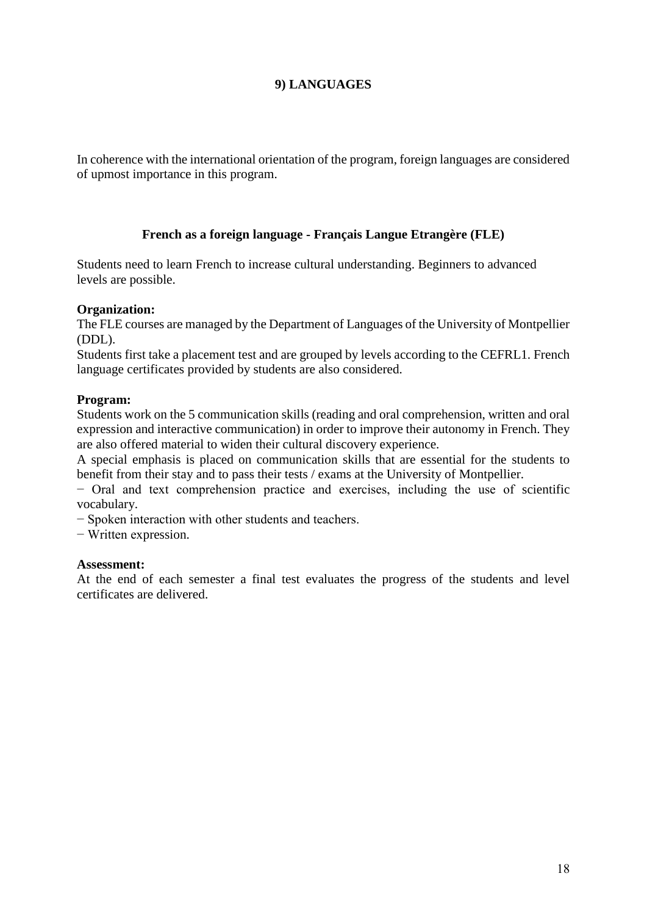## 9) LANGUAGES

In coherence with the international orientation of the program, foreign languages are considered of upmost importance in this program.

### French as a foreign language - Français Langue Etrangère (FLE)

Students need to learn French to increase cultural understanding. Beginners to advanced levels are possible.

**Organization:**
The FLE courses are managed by the Department of Languages of the University of Montpellier (DDL).
Students first take a placement test and are grouped by levels according to the CEFRL1. French language certificates provided by students are also considered.

**Program:**
Students work on the 5 communication skills (reading and oral comprehension, written and oral expression and interactive communication) in order to improve their autonomy in French. They are also offered material to widen their cultural discovery experience.
A special emphasis is placed on communication skills that are essential for the students to benefit from their stay and to pass their tests / exams at the University of Montpellier.

− Oral and text comprehension practice and exercises, including the use of scientific vocabulary.
− Spoken interaction with other students and teachers.
− Written expression.

**Assessment:**
At the end of each semester a final test evaluates the progress of the students and level certificates are delivered.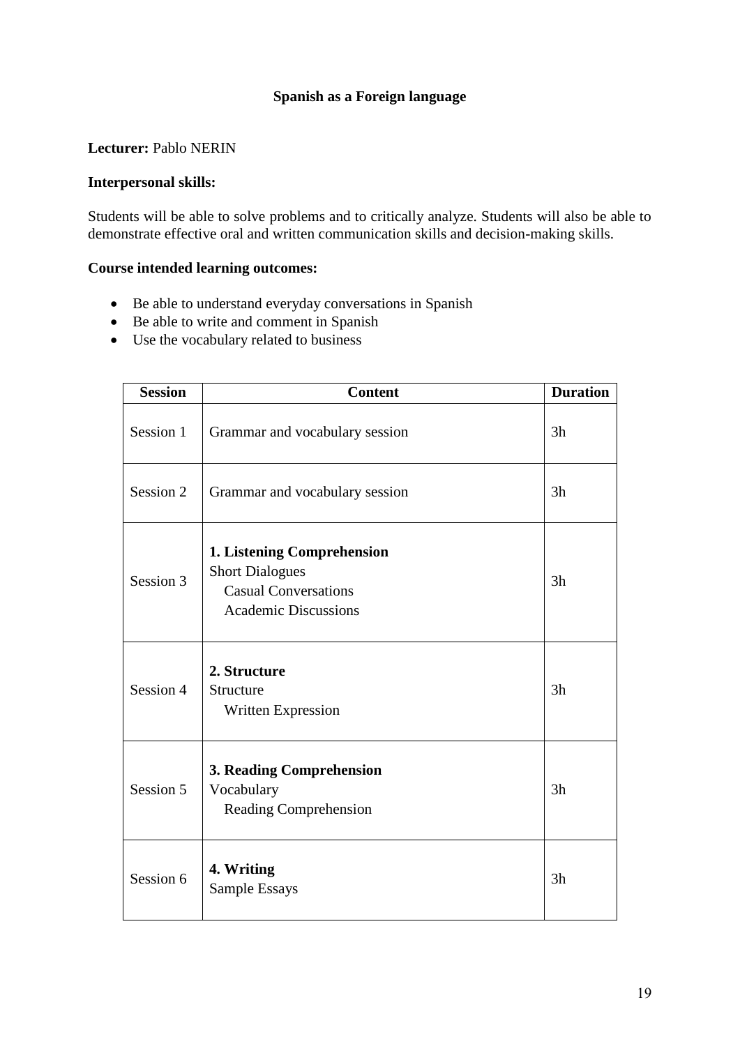## Spanish as a Foreign language

**Lecturer:** Pablo NERIN

**Interpersonal skills:**

Students will be able to solve problems and to critically analyze. Students will also be able to demonstrate effective oral and written communication skills and decision-making skills.

**Course intended learning outcomes:**

- Be able to understand everyday conversations in Spanish
- Be able to write and comment in Spanish
- Use the vocabulary related to business

| Session | Content | Duration |
|---|---|---|
| Session 1 | Grammar and vocabulary session | 3h |
| Session 2 | Grammar and vocabulary session | 3h |
| Session 3 | **1. Listening Comprehension**<br>Short Dialogues<br>Casual Conversations<br>Academic Discussions | 3h |
| Session 4 | **2. Structure**<br>Structure<br>Written Expression | 3h |
| Session 5 | **3. Reading Comprehension**<br>Vocabulary<br>Reading Comprehension | 3h |
| Session 6 | **4. Writing**<br>Sample Essays | 3h |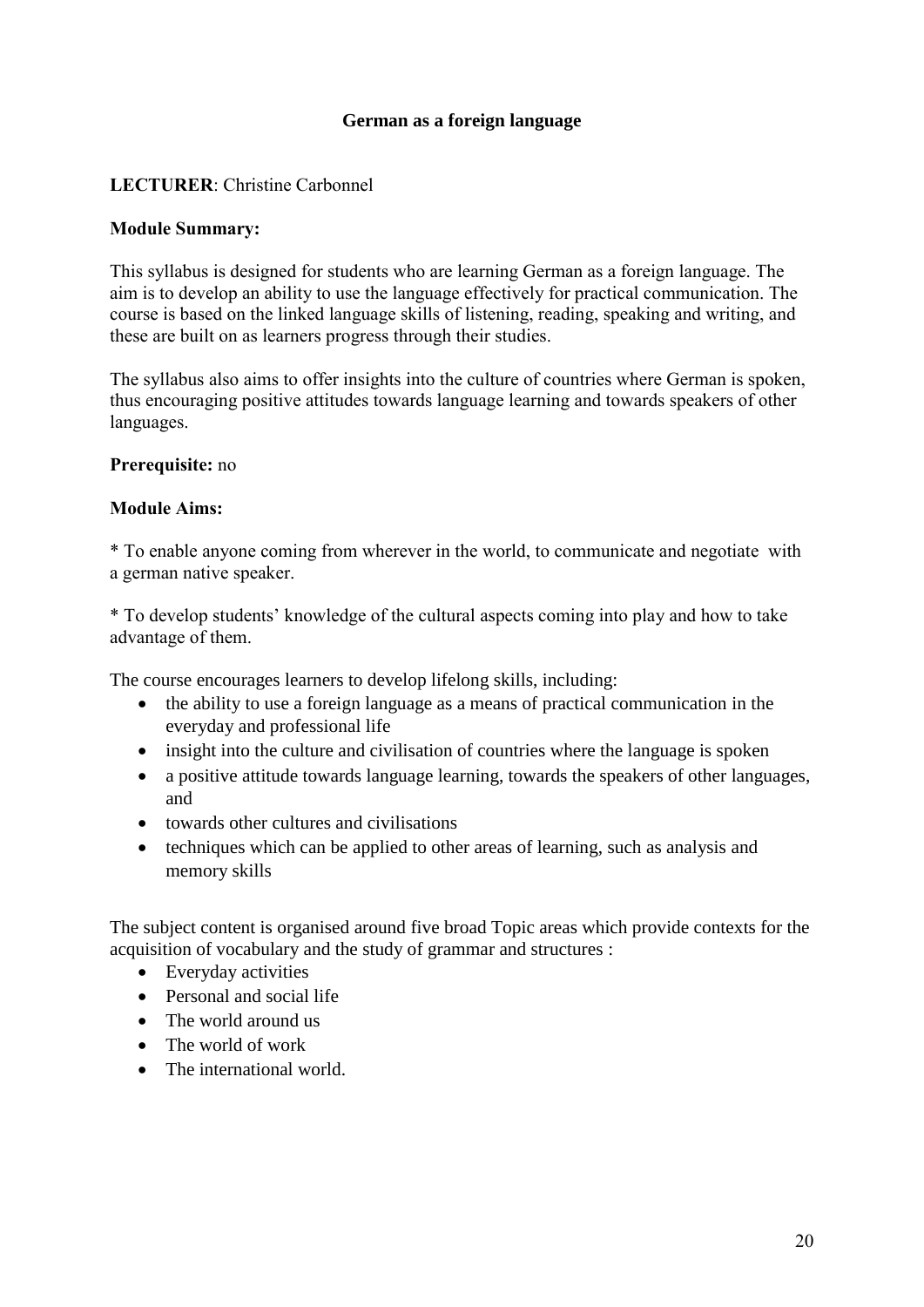## German as a foreign language

**LECTURER**: Christine Carbonnel

**Module Summary:**

This syllabus is designed for students who are learning German as a foreign language. The aim is to develop an ability to use the language effectively for practical communication. The course is based on the linked language skills of listening, reading, speaking and writing, and these are built on as learners progress through their studies.

The syllabus also aims to offer insights into the culture of countries where German is spoken, thus encouraging positive attitudes towards language learning and towards speakers of other languages.

**Prerequisite:** no

**Module Aims:**

* To enable anyone coming from wherever in the world, to communicate and negotiate with a german native speaker.

* To develop students' knowledge of the cultural aspects coming into play and how to take advantage of them.

The course encourages learners to develop lifelong skills, including:

- the ability to use a foreign language as a means of practical communication in the everyday and professional life
- insight into the culture and civilisation of countries where the language is spoken
- a positive attitude towards language learning, towards the speakers of other languages, and
- towards other cultures and civilisations
- techniques which can be applied to other areas of learning, such as analysis and memory skills

The subject content is organised around five broad Topic areas which provide contexts for the acquisition of vocabulary and the study of grammar and structures :

- Everyday activities
- Personal and social life
- The world around us
- The world of work
- The international world.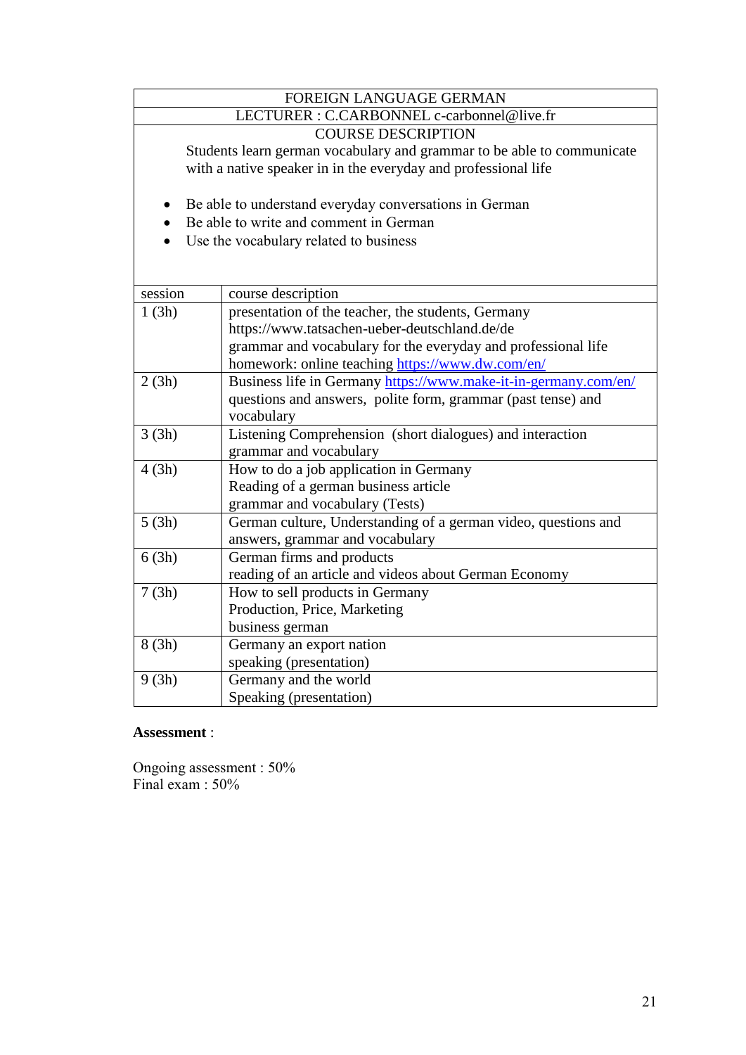| FOREIGN LANGUAGE GERMAN | |
|---|---|
| LECTURER : C.CARBONNEL c-carbonnel@live.fr | |
| COURSE DESCRIPTION<br>Students learn german vocabulary and grammar to be able to communicate with a native speaker in in the everyday and professional life<br>• Be able to understand everyday conversations in German<br>• Be able to write and comment in German<br>• Use the vocabulary related to business | |
| session | course description |
| 1 (3h) | presentation of the teacher, the students, Germany<br>https://www.tatsachen-ueber-deutschland.de/de<br>grammar and vocabulary for the everyday and professional life<br>homework: online teaching https://www.dw.com/en/ |
| 2 (3h) | Business life in Germany https://www.make-it-in-germany.com/en/<br>questions and answers,  polite form, grammar (past tense) and vocabulary |
| 3 (3h) | Listening Comprehension  (short dialogues) and interaction<br>grammar and vocabulary |
| 4 (3h) | How to do a job application in Germany<br>Reading of a german business article<br>grammar and vocabulary (Tests) |
| 5 (3h) | German culture, Understanding of a german video, questions and answers, grammar and vocabulary |
| 6 (3h) | German firms and products<br>reading of an article and videos about German Economy |
| 7 (3h) | How to sell products in Germany<br>Production, Price, Marketing<br>business german |
| 8 (3h) | Germany an export nation<br>speaking (presentation) |
| 9 (3h) | Germany and the world<br>Speaking (presentation) |

**Assessment** :

Ongoing assessment : 50%
Final exam : 50%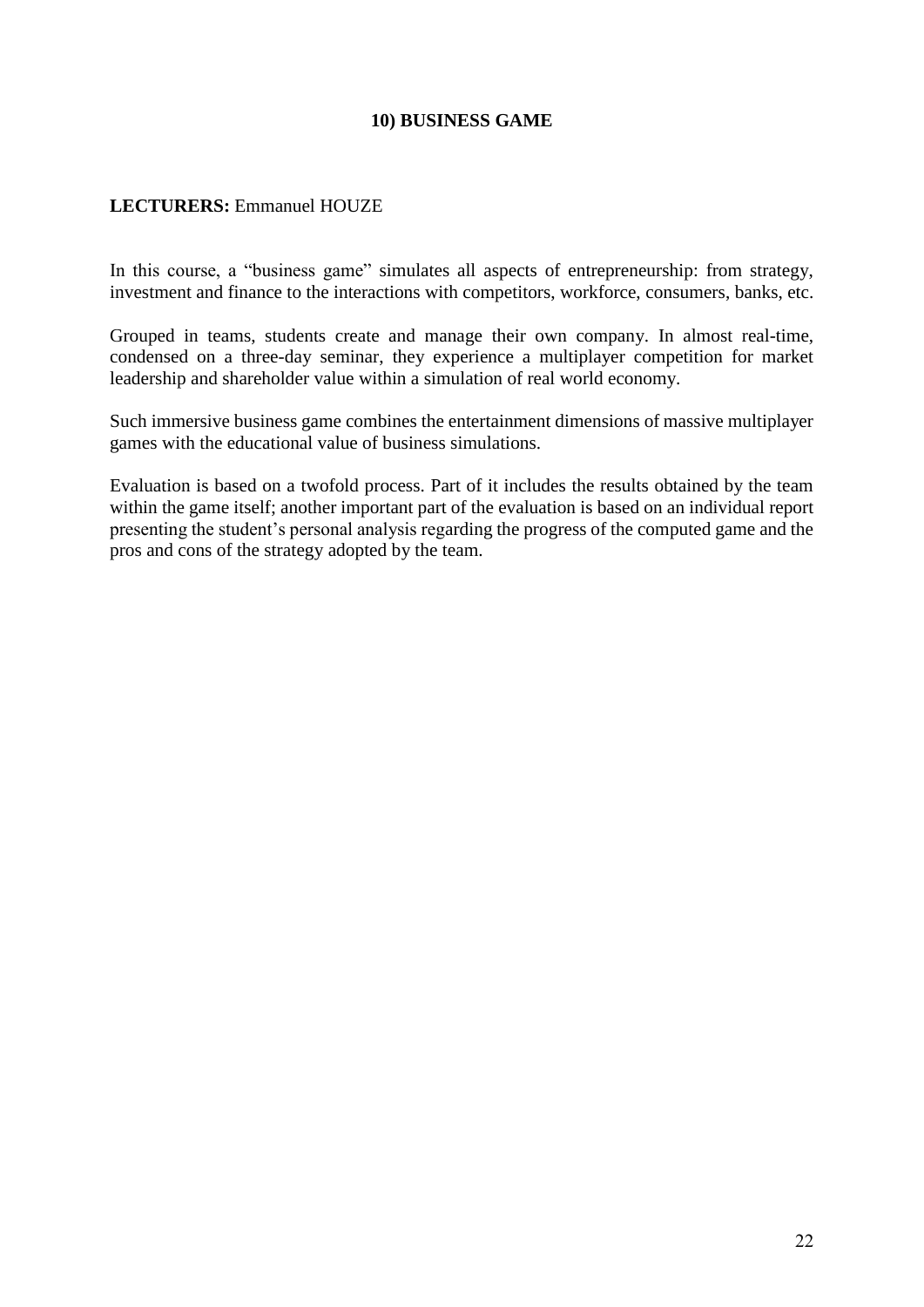## 10) BUSINESS GAME

**LECTURERS:** Emmanuel HOUZE

In this course, a "business game" simulates all aspects of entrepreneurship: from strategy, investment and finance to the interactions with competitors, workforce, consumers, banks, etc.

Grouped in teams, students create and manage their own company. In almost real-time, condensed on a three-day seminar, they experience a multiplayer competition for market leadership and shareholder value within a simulation of real world economy.

Such immersive business game combines the entertainment dimensions of massive multiplayer games with the educational value of business simulations.

Evaluation is based on a twofold process. Part of it includes the results obtained by the team within the game itself; another important part of the evaluation is based on an individual report presenting the student's personal analysis regarding the progress of the computed game and the pros and cons of the strategy adopted by the team.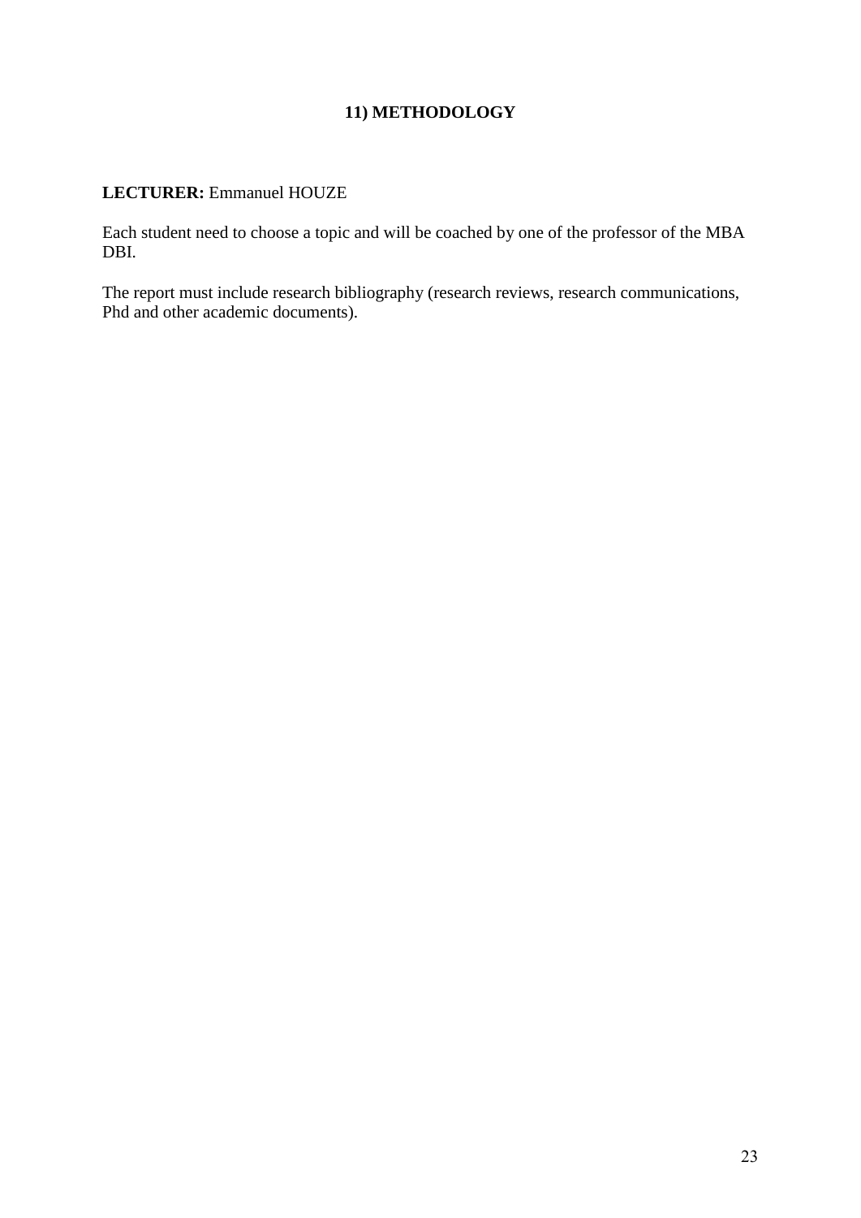## 11) METHODOLOGY

**LECTURER:** Emmanuel HOUZE

Each student need to choose a topic and will be coached by one of the professor of the MBA DBI.

The report must include research bibliography (research reviews, research communications, Phd and other academic documents).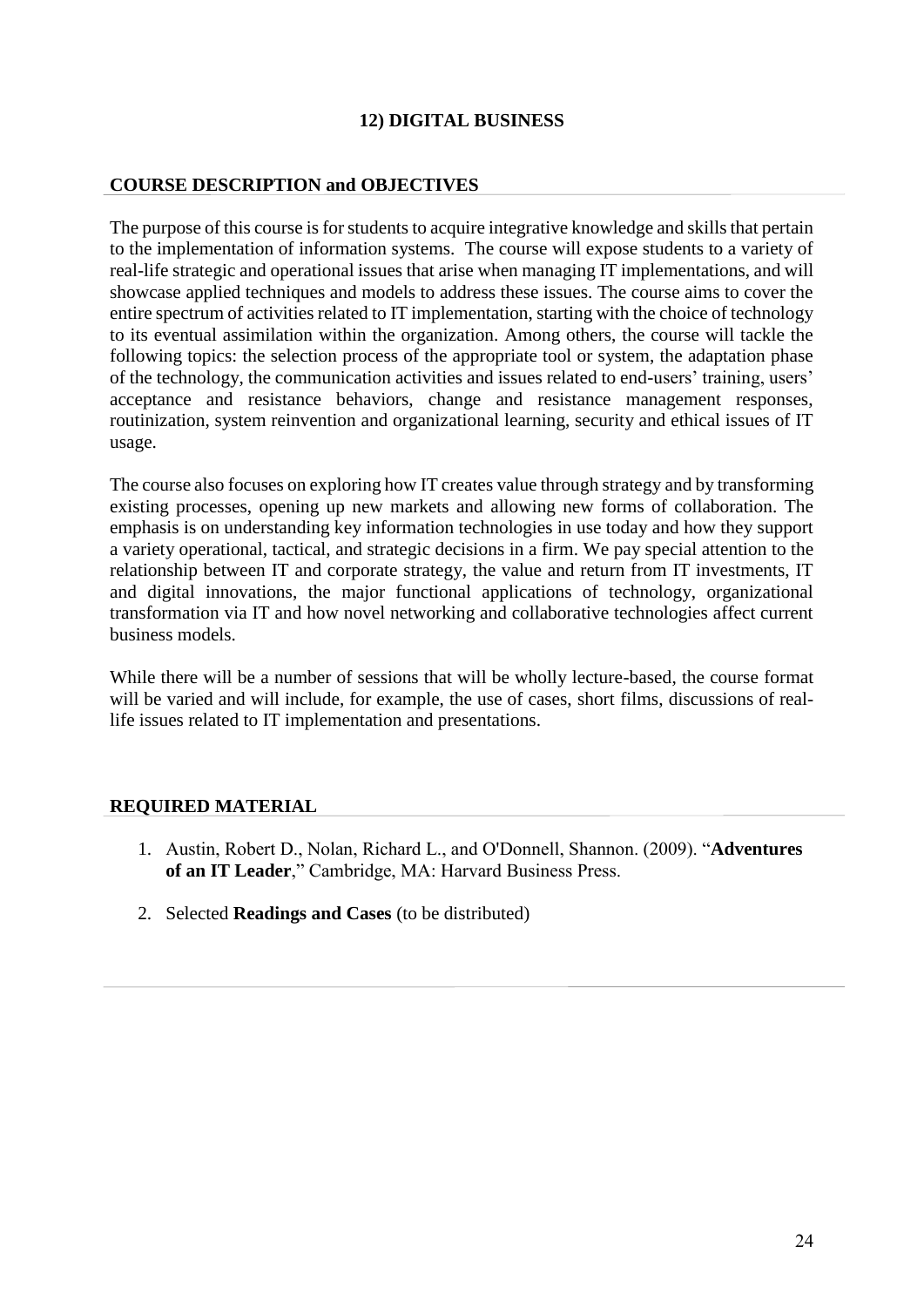## 12) DIGITAL BUSINESS

### COURSE DESCRIPTION and OBJECTIVES

The purpose of this course is for students to acquire integrative knowledge and skills that pertain to the implementation of information systems. The course will expose students to a variety of real-life strategic and operational issues that arise when managing IT implementations, and will showcase applied techniques and models to address these issues. The course aims to cover the entire spectrum of activities related to IT implementation, starting with the choice of technology to its eventual assimilation within the organization. Among others, the course will tackle the following topics: the selection process of the appropriate tool or system, the adaptation phase of the technology, the communication activities and issues related to end-users' training, users' acceptance and resistance behaviors, change and resistance management responses, routinization, system reinvention and organizational learning, security and ethical issues of IT usage.

The course also focuses on exploring how IT creates value through strategy and by transforming existing processes, opening up new markets and allowing new forms of collaboration. The emphasis is on understanding key information technologies in use today and how they support a variety operational, tactical, and strategic decisions in a firm. We pay special attention to the relationship between IT and corporate strategy, the value and return from IT investments, IT and digital innovations, the major functional applications of technology, organizational transformation via IT and how novel networking and collaborative technologies affect current business models.

While there will be a number of sessions that will be wholly lecture-based, the course format will be varied and will include, for example, the use of cases, short films, discussions of real-life issues related to IT implementation and presentations.

### REQUIRED MATERIAL

1. Austin, Robert D., Nolan, Richard L., and O'Donnell, Shannon. (2009). "**Adventures of an IT Leader**," Cambridge, MA: Harvard Business Press.

2. Selected **Readings and Cases** (to be distributed)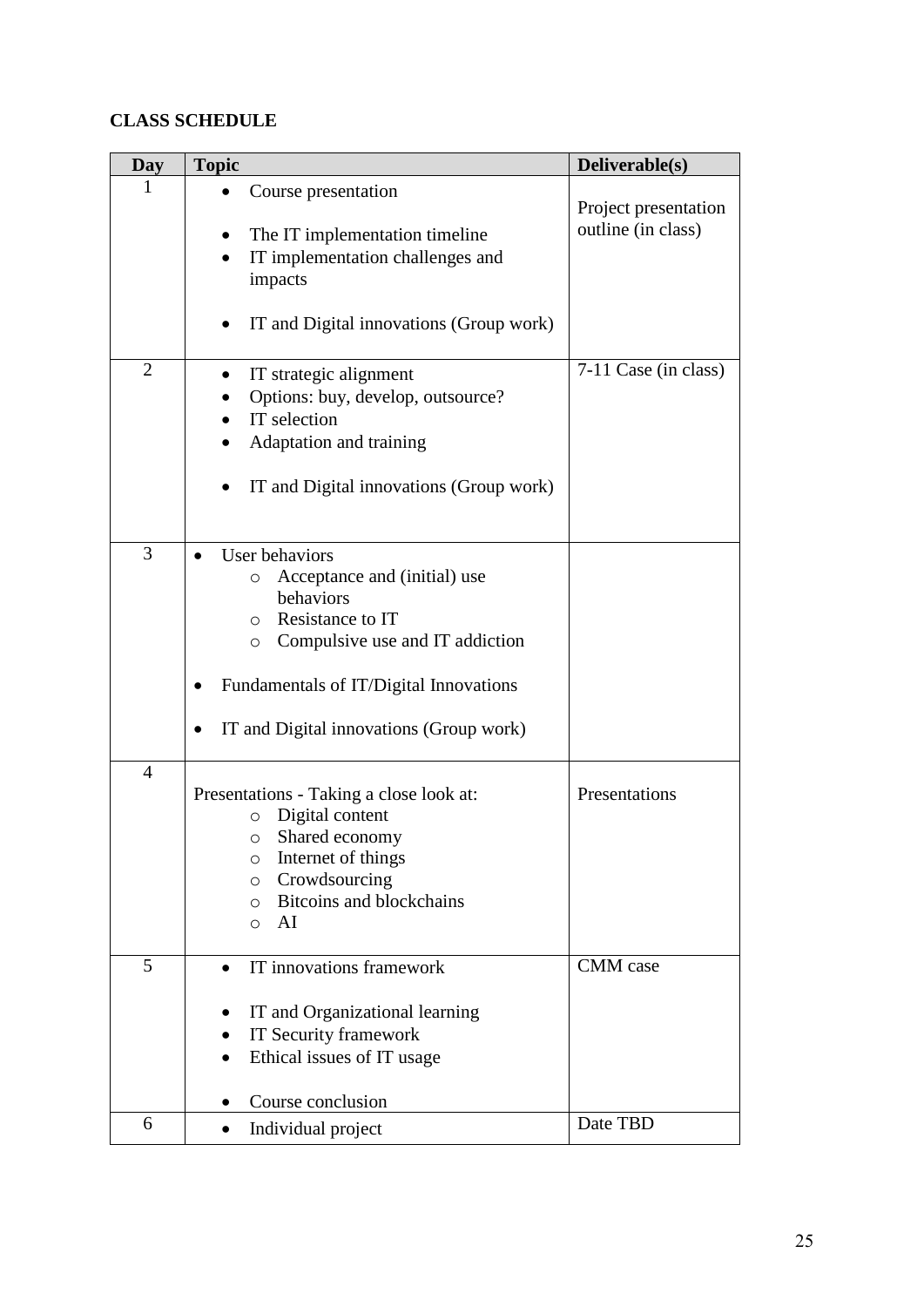**CLASS SCHEDULE**

| Day | Topic | Deliverable(s) |
|---|---|---|
| 1 | • Course presentation<br><br>• The IT implementation timeline<br>• IT implementation challenges and impacts<br><br>• IT and Digital innovations (Group work) | Project presentation outline (in class) |
| 2 | • IT strategic alignment<br>• Options: buy, develop, outsource?<br>• IT selection<br>• Adaptation and training<br><br>• IT and Digital innovations (Group work) | 7-11 Case (in class) |
| 3 | • User behaviors<br>  ○ Acceptance and (initial) use behaviors<br>  ○ Resistance to IT<br>  ○ Compulsive use and IT addiction<br><br>• Fundamentals of IT/Digital Innovations<br><br>• IT and Digital innovations (Group work) | |
| 4 | Presentations - Taking a close look at:<br>  ○ Digital content<br>  ○ Shared economy<br>  ○ Internet of things<br>  ○ Crowdsourcing<br>  ○ Bitcoins and blockchains<br>  ○ AI | Presentations |
| 5 | • IT innovations framework<br><br>• IT and Organizational learning<br>• IT Security framework<br>• Ethical issues of IT usage<br><br>• Course conclusion | CMM case |
| 6 | • Individual project | Date TBD |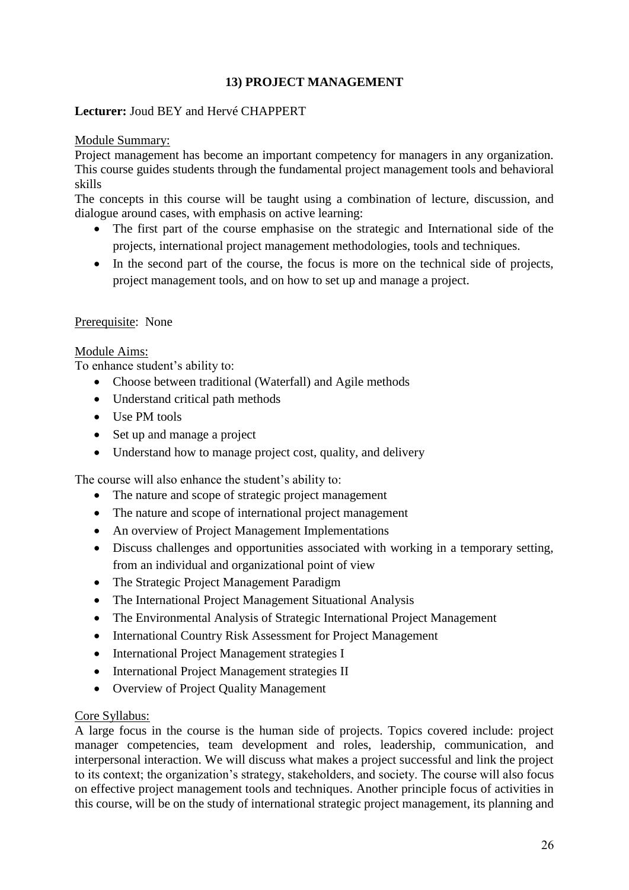## 13) PROJECT MANAGEMENT

**Lecturer:** Joud BEY and Hervé CHAPPERT

Module Summary:

Project management has become an important competency for managers in any organization. This course guides students through the fundamental project management tools and behavioral skills

The concepts in this course will be taught using a combination of lecture, discussion, and dialogue around cases, with emphasis on active learning:

- The first part of the course emphasise on the strategic and International side of the projects, international project management methodologies, tools and techniques.
- In the second part of the course, the focus is more on the technical side of projects, project management tools, and on how to set up and manage a project.

Prerequisite: None

Module Aims:

To enhance student's ability to:

- Choose between traditional (Waterfall) and Agile methods
- Understand critical path methods
- Use PM tools
- Set up and manage a project
- Understand how to manage project cost, quality, and delivery

The course will also enhance the student's ability to:

- The nature and scope of strategic project management
- The nature and scope of international project management
- An overview of Project Management Implementations
- Discuss challenges and opportunities associated with working in a temporary setting, from an individual and organizational point of view
- The Strategic Project Management Paradigm
- The International Project Management Situational Analysis
- The Environmental Analysis of Strategic International Project Management
- International Country Risk Assessment for Project Management
- International Project Management strategies I
- International Project Management strategies II
- Overview of Project Quality Management

Core Syllabus:

A large focus in the course is the human side of projects. Topics covered include: project manager competencies, team development and roles, leadership, communication, and interpersonal interaction. We will discuss what makes a project successful and link the project to its context; the organization's strategy, stakeholders, and society. The course will also focus on effective project management tools and techniques. Another principle focus of activities in this course, will be on the study of international strategic project management, its planning and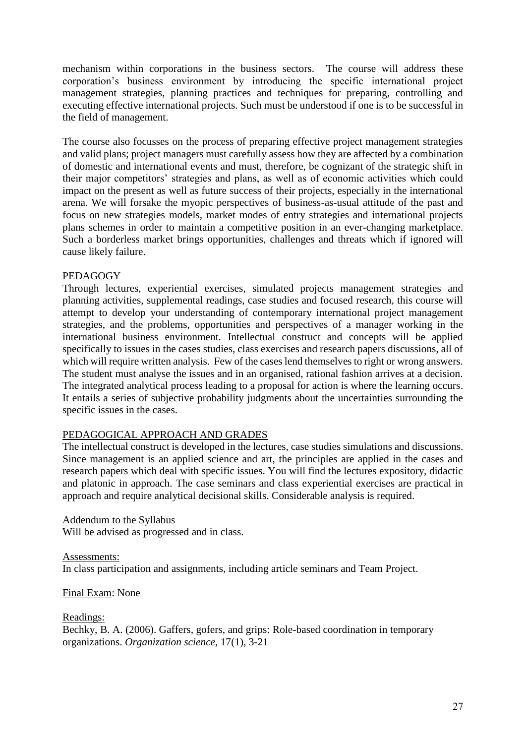mechanism within corporations in the business sectors. The course will address these corporation's business environment by introducing the specific international project management strategies, planning practices and techniques for preparing, controlling and executing effective international projects. Such must be understood if one is to be successful in the field of management.

The course also focusses on the process of preparing effective project management strategies and valid plans; project managers must carefully assess how they are affected by a combination of domestic and international events and must, therefore, be cognizant of the strategic shift in their major competitors' strategies and plans, as well as of economic activities which could impact on the present as well as future success of their projects, especially in the international arena. We will forsake the myopic perspectives of business-as-usual attitude of the past and focus on new strategies models, market modes of entry strategies and international projects plans schemes in order to maintain a competitive position in an ever-changing marketplace. Such a borderless market brings opportunities, challenges and threats which if ignored will cause likely failure.

PEDAGOGY

Through lectures, experiential exercises, simulated projects management strategies and planning activities, supplemental readings, case studies and focused research, this course will attempt to develop your understanding of contemporary international project management strategies, and the problems, opportunities and perspectives of a manager working in the international business environment. Intellectual construct and concepts will be applied specifically to issues in the cases studies, class exercises and research papers discussions, all of which will require written analysis. Few of the cases lend themselves to right or wrong answers. The student must analyse the issues and in an organised, rational fashion arrives at a decision. The integrated analytical process leading to a proposal for action is where the learning occurs. It entails a series of subjective probability judgments about the uncertainties surrounding the specific issues in the cases.

PEDAGOGICAL APPROACH AND GRADES

The intellectual construct is developed in the lectures, case studies simulations and discussions. Since management is an applied science and art, the principles are applied in the cases and research papers which deal with specific issues. You will find the lectures expository, didactic and platonic in approach. The case seminars and class experiential exercises are practical in approach and require analytical decisional skills. Considerable analysis is required.

Addendum to the Syllabus

Will be advised as progressed and in class.

Assessments:

In class participation and assignments, including article seminars and Team Project.

Final Exam: None

Readings:

Bechky, B. A. (2006). Gaffers, gofers, and grips: Role-based coordination in temporary organizations. *Organization science*, 17(1), 3-21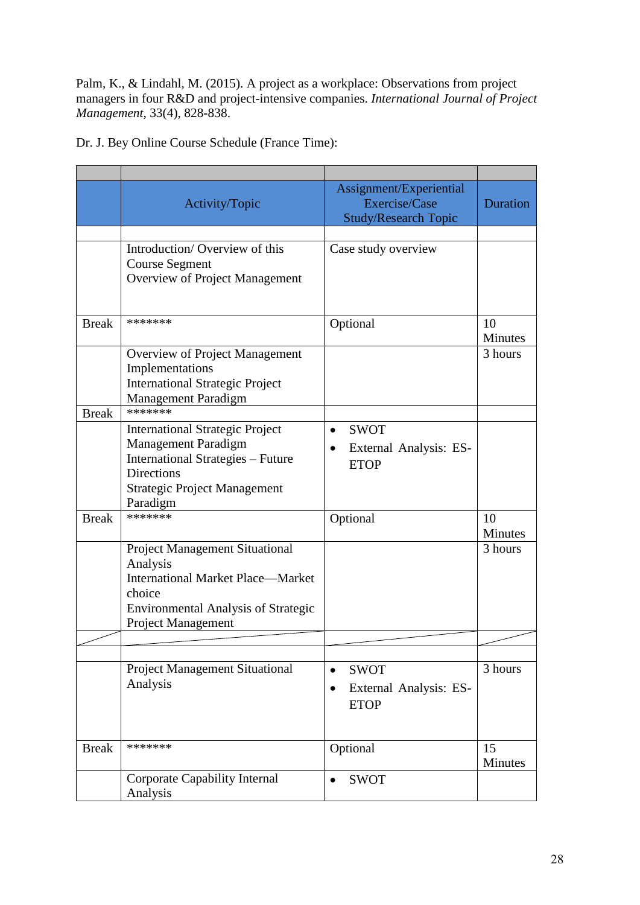Palm, K., & Lindahl, M. (2015). A project as a workplace: Observations from project managers in four R&D and project-intensive companies. *International Journal of Project Management*, 33(4), 828-838.

Dr. J. Bey Online Course Schedule (France Time):

| | | | |
|---|---|---|---|
| | Activity/Topic | Assignment/Experiential Exercise/Case Study/Research Topic | Duration |
| | | | |
| | Introduction/ Overview of this Course Segment<br>Overview of Project Management | Case study overview | |
| Break | ******* | Optional | 10 Minutes |
| | Overview of Project Management Implementations<br>International Strategic Project Management Paradigm | | 3 hours |
| Break | ******* | | |
| | International Strategic Project Management Paradigm<br>International Strategies – Future Directions<br>Strategic Project Management Paradigm | • SWOT<br>• External Analysis: ES-ETOP | |
| Break | ******* | Optional | 10 Minutes |
| | Project Management Situational Analysis<br>International Market Place—Market choice<br>Environmental Analysis of Strategic Project Management | | 3 hours |
| | | | |
| | | | |
| | Project Management Situational Analysis | • SWOT<br>• External Analysis: ES-ETOP | 3 hours |
| Break | ******* | Optional | 15 Minutes |
| | Corporate Capability Internal Analysis | • SWOT | |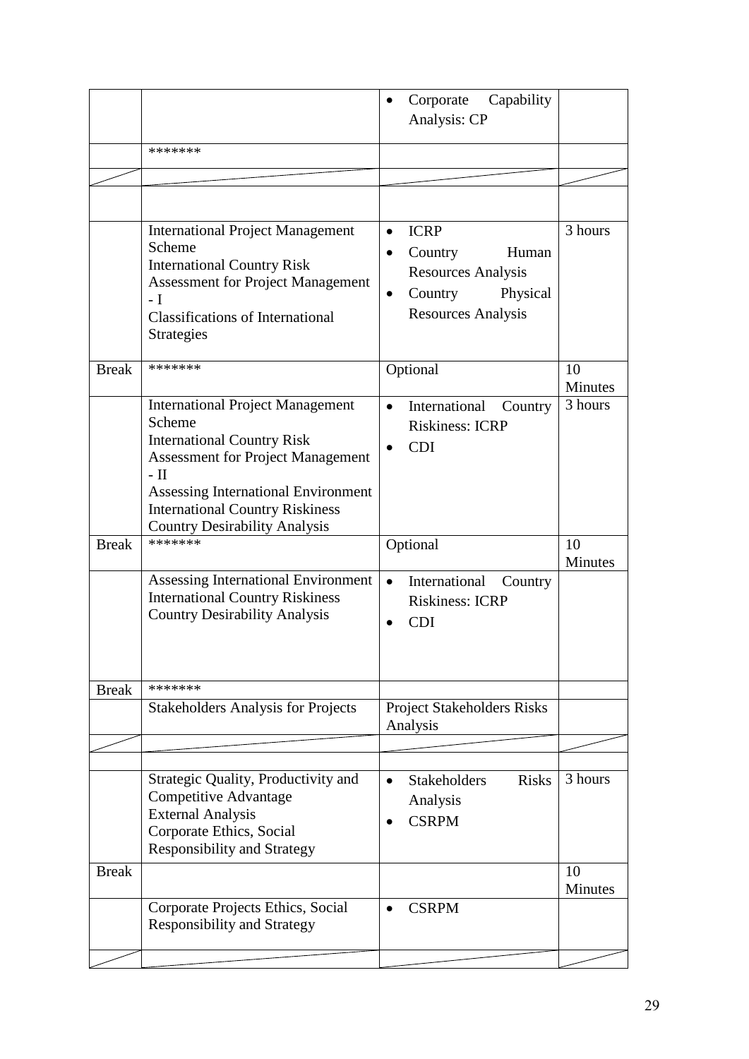| | | | |
|---|---|---|---|
| | | • Corporate Capability Analysis: CP | |
| | ******* | | |
| | | | |
| | | | |
| | International Project Management Scheme<br>International Country Risk Assessment for Project Management - I<br>Classifications of International Strategies | • ICRP<br>• Country Human Resources Analysis<br>• Country Physical Resources Analysis | 3 hours |
| Break | ******* | Optional | 10 Minutes |
| | International Project Management Scheme<br>International Country Risk Assessment for Project Management - II<br>Assessing International Environment<br>International Country Riskiness<br>Country Desirability Analysis | • International Country Riskiness: ICRP<br>• CDI | 3 hours |
| Break | ******* | Optional | 10 Minutes |
| | Assessing International Environment<br>International Country Riskiness<br>Country Desirability Analysis | • International Country Riskiness: ICRP<br>• CDI | |
| Break | ******* | | |
| | Stakeholders Analysis for Projects | Project Stakeholders Risks Analysis | |
| | | | |
| | | | |
| | Strategic Quality, Productivity and Competitive Advantage<br>External Analysis<br>Corporate Ethics, Social Responsibility and Strategy | • Stakeholders Risks Analysis<br>• CSRPM | 3 hours |
| Break | | | 10 Minutes |
| | Corporate Projects Ethics, Social Responsibility and Strategy | • CSRPM | |
| | | | |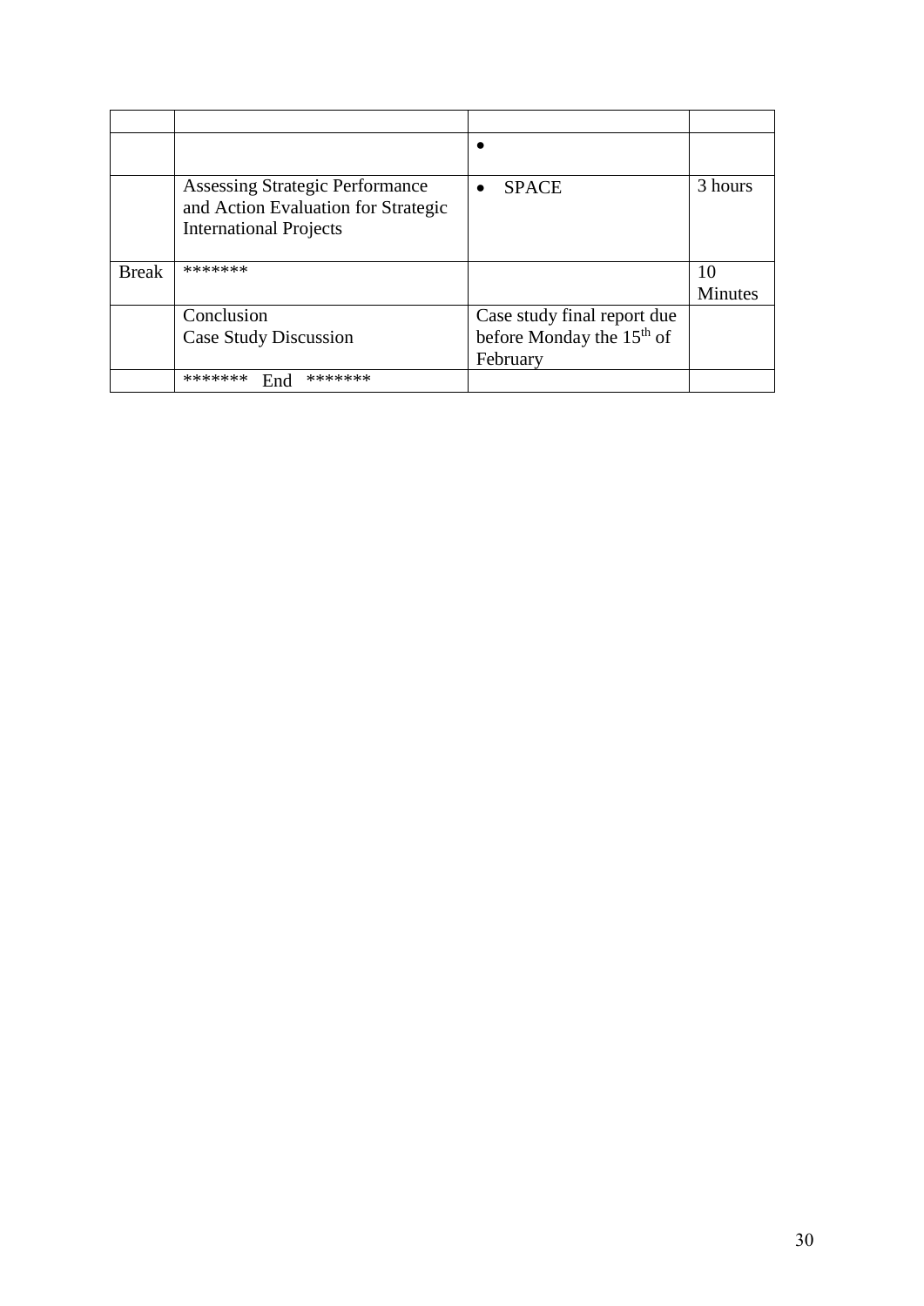| | | | |
|---|---|---|---|
| | | • | |
| | Assessing Strategic Performance and Action Evaluation for Strategic International Projects | • SPACE | 3 hours |
| Break | ******* | | 10 Minutes |
| | Conclusion<br>Case Study Discussion | Case study final report due before Monday the 15th of February | |
| | ******* End ******* | | |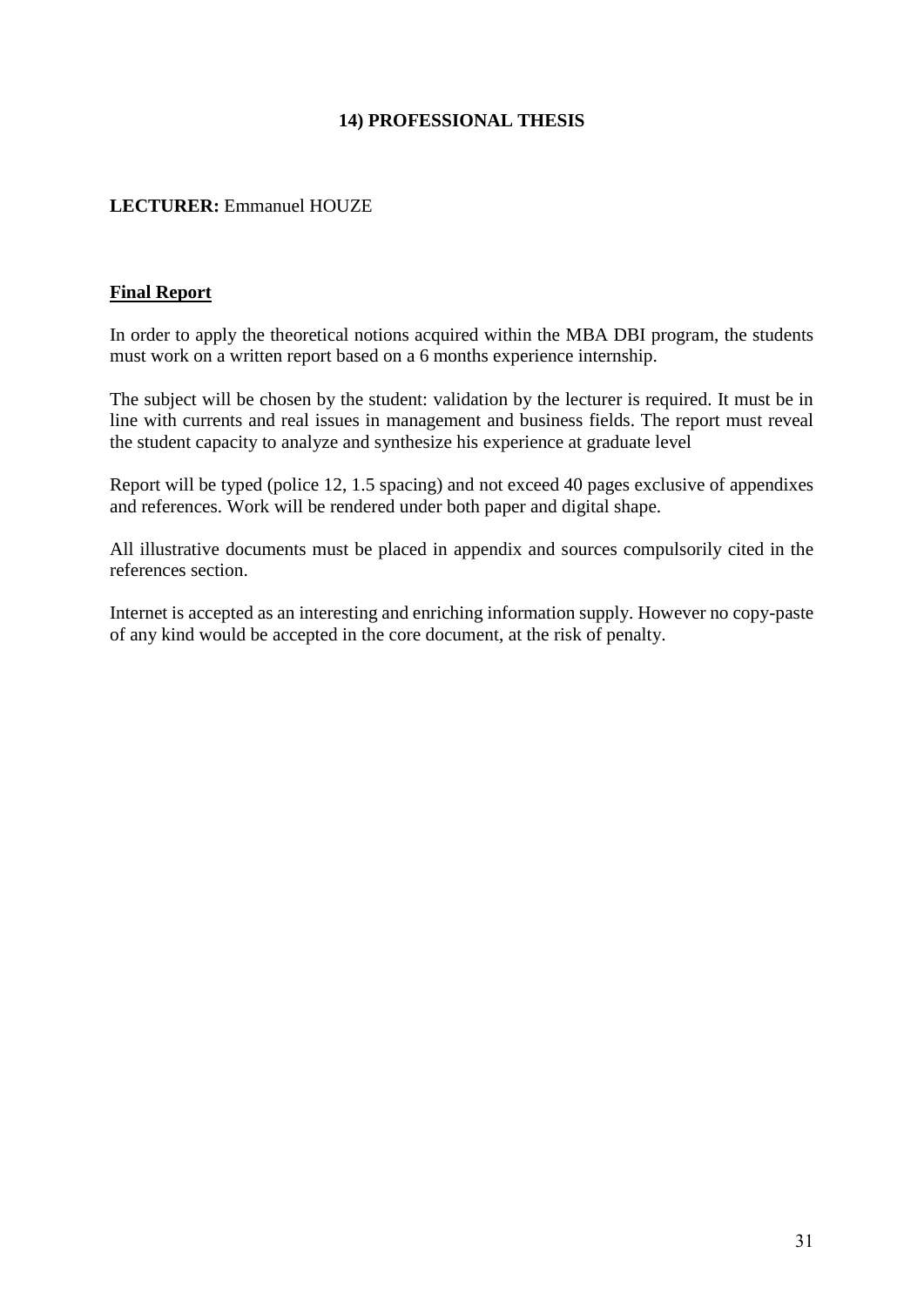## 14) PROFESSIONAL THESIS

**LECTURER:** Emmanuel HOUZE

**Final Report**

In order to apply the theoretical notions acquired within the MBA DBI program, the students must work on a written report based on a 6 months experience internship.

The subject will be chosen by the student: validation by the lecturer is required. It must be in line with currents and real issues in management and business fields. The report must reveal the student capacity to analyze and synthesize his experience at graduate level

Report will be typed (police 12, 1.5 spacing) and not exceed 40 pages exclusive of appendixes and references. Work will be rendered under both paper and digital shape.

All illustrative documents must be placed in appendix and sources compulsorily cited in the references section.

Internet is accepted as an interesting and enriching information supply. However no copy-paste of any kind would be accepted in the core document, at the risk of penalty.